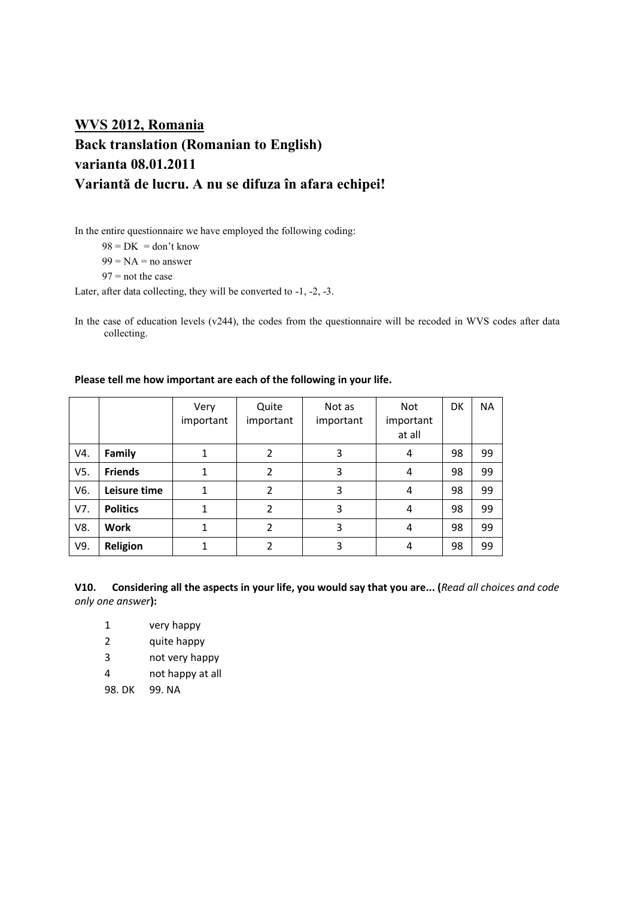## WVS 2012, Romania

## Back translation (Romanian to English)

## varianta 08.01.2011

## Variantă de lucru. A nu se difuza în afara echipei!

In the entire questionnaire we have employed the following coding:

98 = DK = don't know

99 = NA = no answer

97 = not the case

Later, after data collecting, they will be converted to -1, -2, -3.

In the case of education levels (v244), the codes from the questionnaire will be recoded in WVS codes after data collecting.

**Please tell me how important are each of the following in your life.**

| | | Very important | Quite important | Not as important | Not important at all | DK | NA |
|---|---|---|---|---|---|---|---|
| V4. | **Family** | 1 | 2 | 3 | 4 | 98 | 99 |
| V5. | **Friends** | 1 | 2 | 3 | 4 | 98 | 99 |
| V6. | **Leisure time** | 1 | 2 | 3 | 4 | 98 | 99 |
| V7. | **Politics** | 1 | 2 | 3 | 4 | 98 | 99 |
| V8. | **Work** | 1 | 2 | 3 | 4 | 98 | 99 |
| V9. | **Religion** | 1 | 2 | 3 | 4 | 98 | 99 |

**V10. Considering all the aspects in your life, you would say that you are... (***Read all choices and code only one answer***):**

1 very happy
2 quite happy
3 not very happy
4 not happy at all
98. DK 99. NA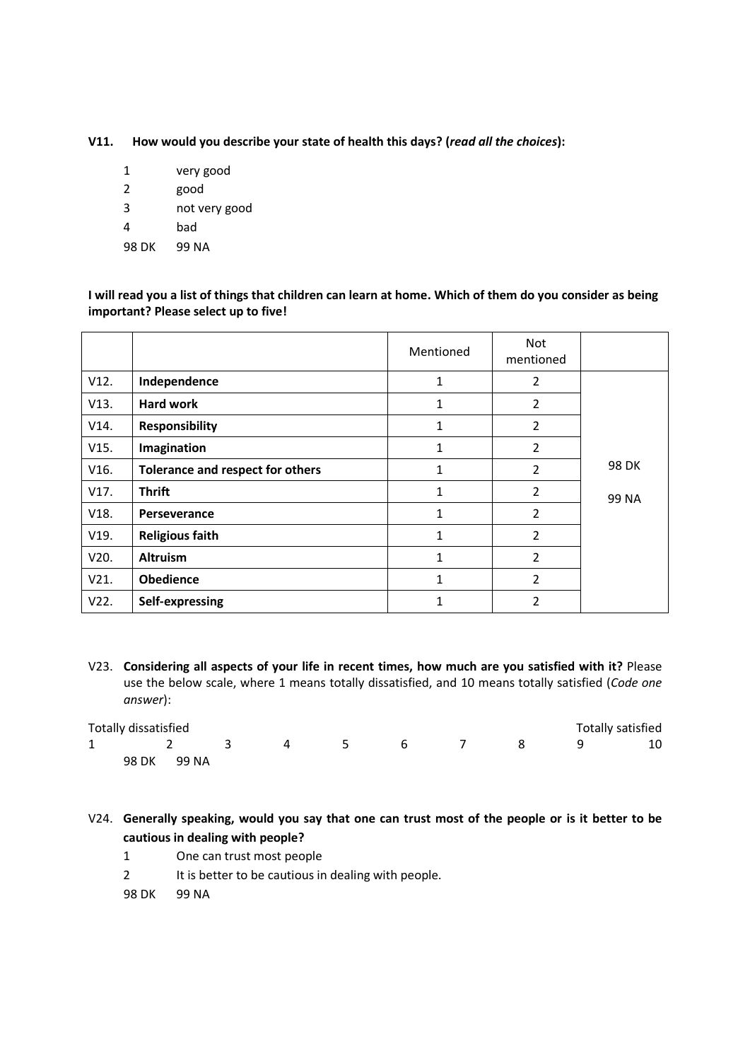**V11. How would you describe your state of health this days? (*read all the choices*):**

1 very good
2 good
3 not very good
4 bad
98 DK 99 NA

**I will read you a list of things that children can learn at home. Which of them do you consider as being important? Please select up to five!**

| | | Mentioned | Not mentioned | |
|---|---|---|---|---|
| V12. | **Independence** | 1 | 2 | 98 DK<br>99 NA |
| V13. | **Hard work** | 1 | 2 | |
| V14. | **Responsibility** | 1 | 2 | |
| V15. | **Imagination** | 1 | 2 | |
| V16. | **Tolerance and respect for others** | 1 | 2 | |
| V17. | **Thrift** | 1 | 2 | |
| V18. | **Perseverance** | 1 | 2 | |
| V19. | **Religious faith** | 1 | 2 | |
| V20. | **Altruism** | 1 | 2 | |
| V21. | **Obedience** | 1 | 2 | |
| V22. | **Self-expressing** | 1 | 2 | |

V23. **Considering all aspects of your life in recent times, how much are you satisfied with it?** Please use the below scale, where 1 means totally dissatisfied, and 10 means totally satisfied (*Code one answer*):

| Totally dissatisfied | | | | | | | | | Totally satisfied |
|---|---|---|---|---|---|---|---|---|---|
| 1 | 2 | 3 | 4 | 5 | 6 | 7 | 8 | 9 | 10 |

98 DK 99 NA

V24. **Generally speaking, would you say that one can trust most of the people or is it better to be cautious in dealing with people?**

1 One can trust most people
2 It is better to be cautious in dealing with people.
98 DK 99 NA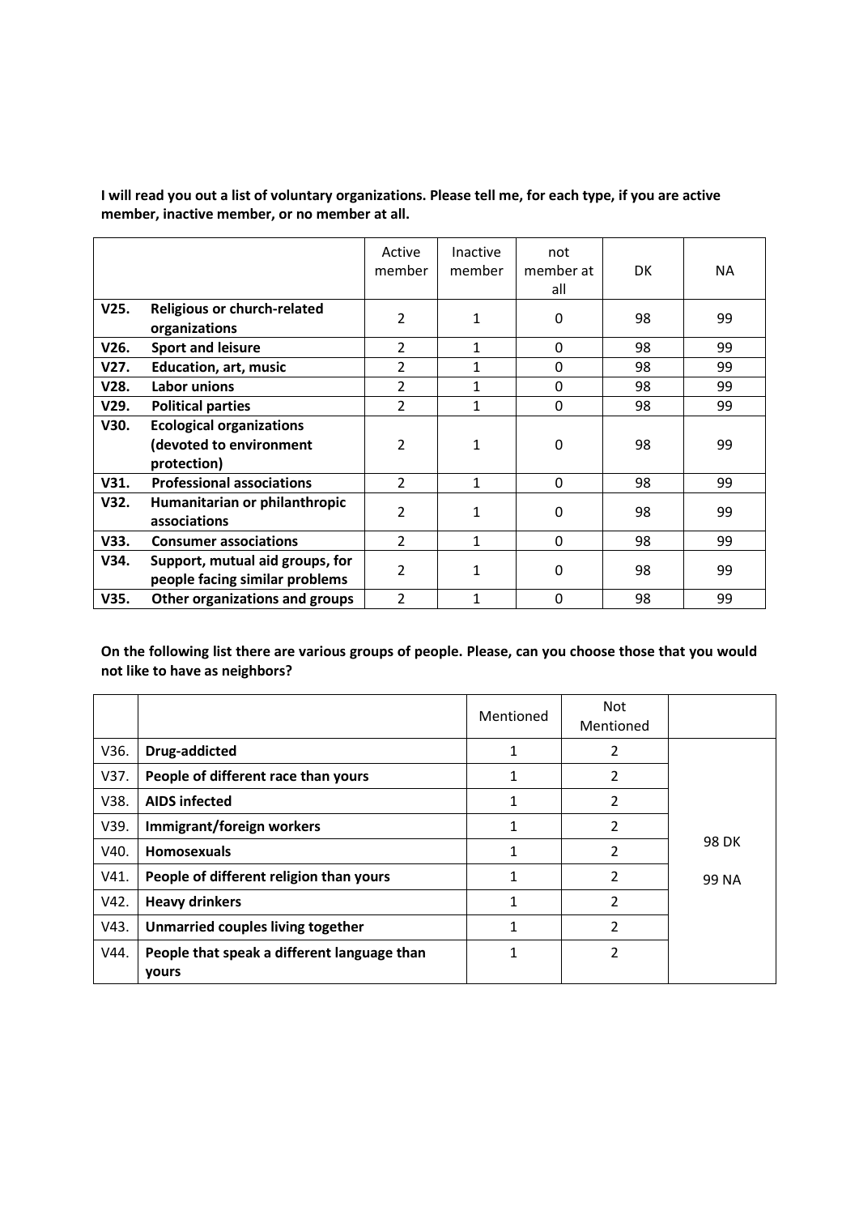**I will read you out a list of voluntary organizations. Please tell me, for each type, if you are active member, inactive member, or no member at all.**

| | | Active member | Inactive member | not member at all | DK | NA |
|---|---|---|---|---|---|---|
| **V25.** | **Religious or church-related organizations** | 2 | 1 | 0 | 98 | 99 |
| **V26.** | **Sport and leisure** | 2 | 1 | 0 | 98 | 99 |
| **V27.** | **Education, art, music** | 2 | 1 | 0 | 98 | 99 |
| **V28.** | **Labor unions** | 2 | 1 | 0 | 98 | 99 |
| **V29.** | **Political parties** | 2 | 1 | 0 | 98 | 99 |
| **V30.** | **Ecological organizations (devoted to environment protection)** | 2 | 1 | 0 | 98 | 99 |
| **V31.** | **Professional associations** | 2 | 1 | 0 | 98 | 99 |
| **V32.** | **Humanitarian or philanthropic associations** | 2 | 1 | 0 | 98 | 99 |
| **V33.** | **Consumer associations** | 2 | 1 | 0 | 98 | 99 |
| **V34.** | **Support, mutual aid groups, for people facing similar problems** | 2 | 1 | 0 | 98 | 99 |
| **V35.** | **Other organizations and groups** | 2 | 1 | 0 | 98 | 99 |

**On the following list there are various groups of people. Please, can you choose those that you would not like to have as neighbors?**

| | | Mentioned | Not Mentioned | |
|---|---|---|---|---|
| V36. | **Drug-addicted** | 1 | 2 | 98 DK<br>99 NA |
| V37. | **People of different race than yours** | 1 | 2 | |
| V38. | **AIDS infected** | 1 | 2 | |
| V39. | **Immigrant/foreign workers** | 1 | 2 | |
| V40. | **Homosexuals** | 1 | 2 | |
| V41. | **People of different religion than yours** | 1 | 2 | |
| V42. | **Heavy drinkers** | 1 | 2 | |
| V43. | **Unmarried couples living together** | 1 | 2 | |
| V44. | **People that speak a different language than yours** | 1 | 2 | |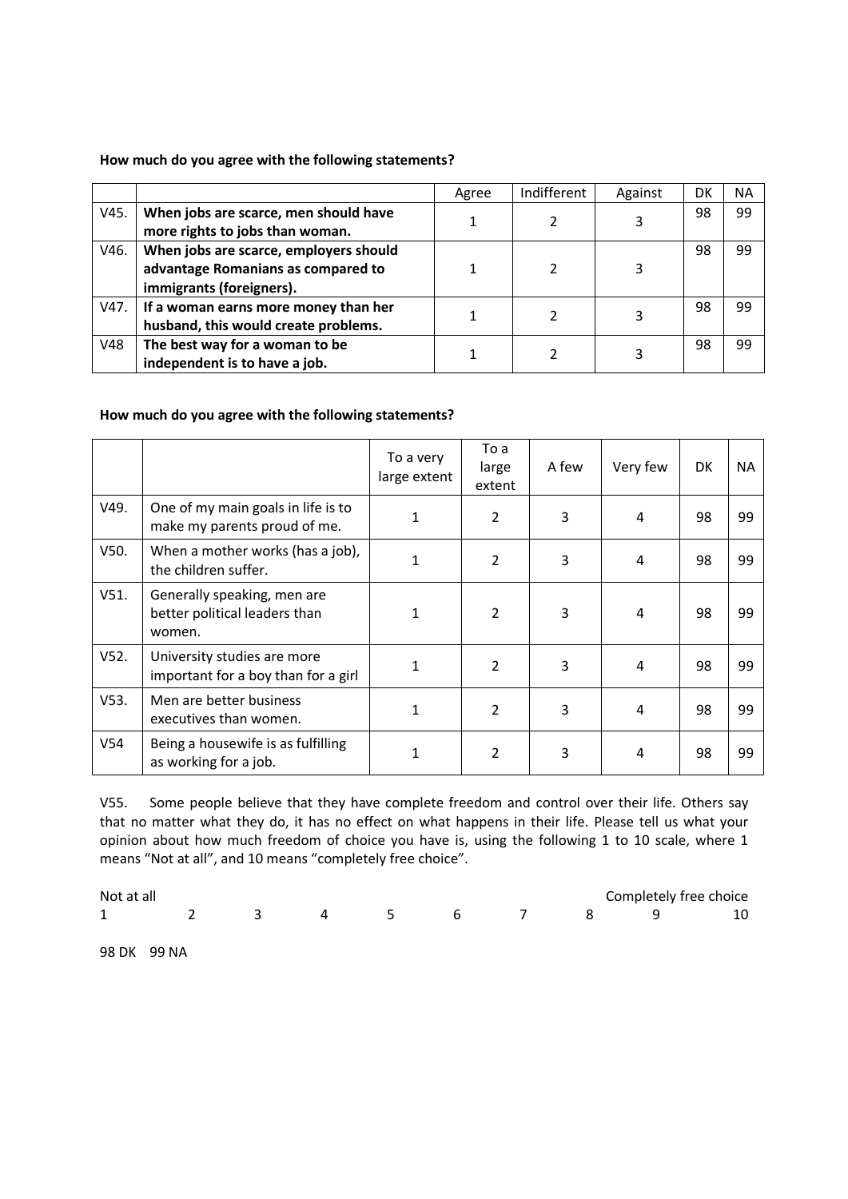**How much do you agree with the following statements?**

| | | Agree | Indifferent | Against | DK | NA |
|---|---|---|---|---|---|---|
| V45. | **When jobs are scarce, men should have more rights to jobs than woman.** | 1 | 2 | 3 | 98 | 99 |
| V46. | **When jobs are scarce, employers should advantage Romanians as compared to immigrants (foreigners).** | 1 | 2 | 3 | 98 | 99 |
| V47. | **If a woman earns more money than her husband, this would create problems.** | 1 | 2 | 3 | 98 | 99 |
| V48 | **The best way for a woman to be independent is to have a job.** | 1 | 2 | 3 | 98 | 99 |

**How much do you agree with the following statements?**

| | | To a very large extent | To a large extent | A few | Very few | DK | NA |
|---|---|---|---|---|---|---|---|
| V49. | One of my main goals in life is to make my parents proud of me. | 1 | 2 | 3 | 4 | 98 | 99 |
| V50. | When a mother works (has a job), the children suffer. | 1 | 2 | 3 | 4 | 98 | 99 |
| V51. | Generally speaking, men are better political leaders than women. | 1 | 2 | 3 | 4 | 98 | 99 |
| V52. | University studies are more important for a boy than for a girl | 1 | 2 | 3 | 4 | 98 | 99 |
| V53. | Men are better business executives than women. | 1 | 2 | 3 | 4 | 98 | 99 |
| V54 | Being a housewife is as fulfilling as working for a job. | 1 | 2 | 3 | 4 | 98 | 99 |

V55. Some people believe that they have complete freedom and control over their life. Others say that no matter what they do, it has no effect on what happens in their life. Please tell us what your opinion about how much freedom of choice you have is, using the following 1 to 10 scale, where 1 means "Not at all", and 10 means "completely free choice".

Not at all ... Completely free choice

1 2 3 4 5 6 7 8 9 10

98 DK 99 NA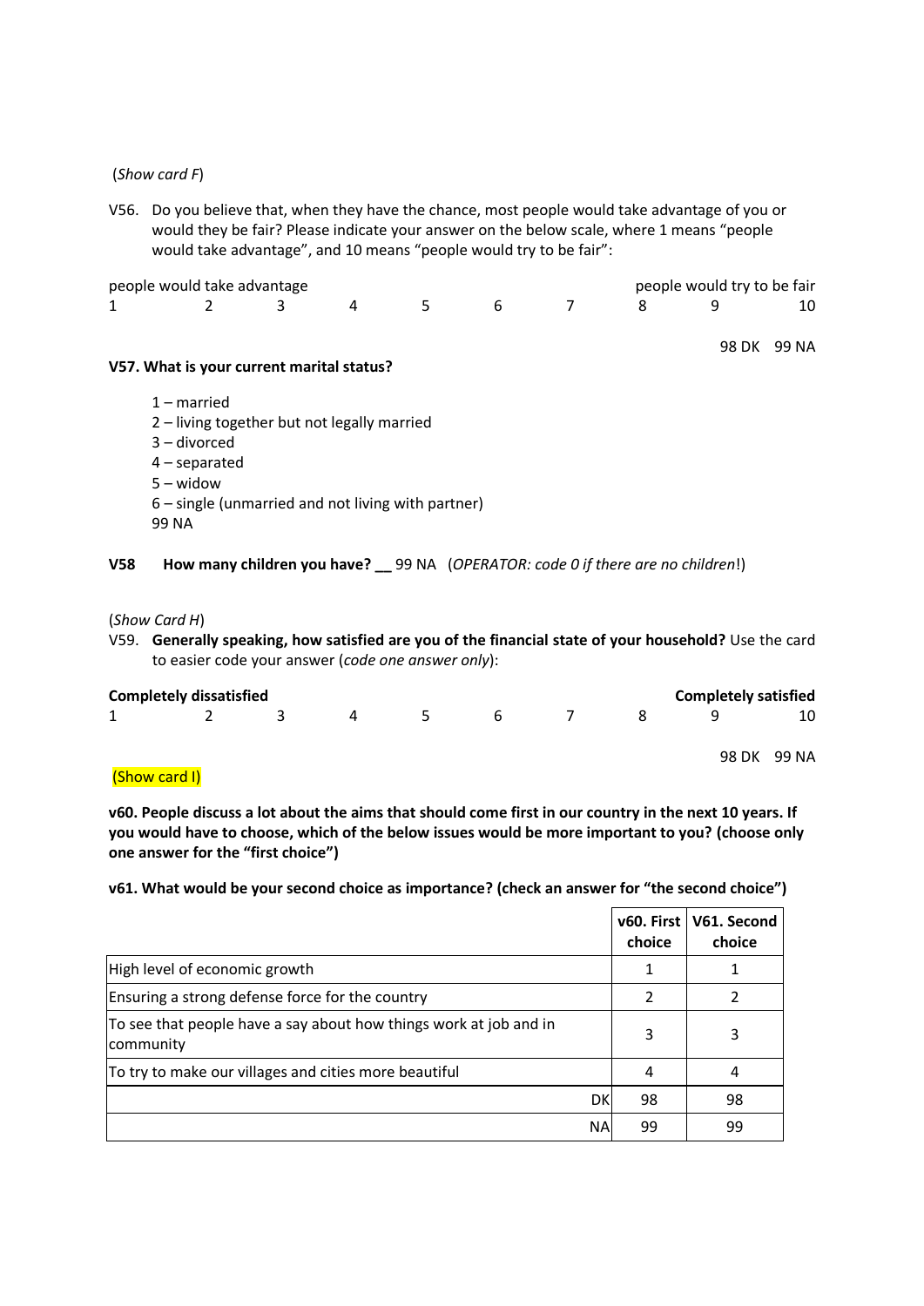(*Show card F*)

V56. Do you believe that, when they have the chance, most people would take advantage of you or would they be fair? Please indicate your answer on the below scale, where 1 means "people would take advantage", and 10 means "people would try to be fair":

| people would take advantage | | | | | | | people would try to be fair | | |
|---|---|---|---|---|---|---|---|---|---|
| 1 | 2 | 3 | 4 | 5 | 6 | 7 | 8 | 9 | 10 |

98 DK 99 NA

**V57. What is your current marital status?**

1 – married
2 – living together but not legally married
3 – divorced
4 – separated
5 – widow
6 – single (unmarried and not living with partner)
99 NA

**V58 How many children you have? __** 99 NA (*OPERATOR: code 0 if there are no children!*)

(*Show Card H*)

V59. **Generally speaking, how satisfied are you of the financial state of your household?** Use the card to easier code your answer (*code one answer only*):

| **Completely dissatisfied** | | | | | | | **Completely satisfied** | | |
|---|---|---|---|---|---|---|---|---|---|
| 1 | 2 | 3 | 4 | 5 | 6 | 7 | 8 | 9 | 10 |

98 DK 99 NA

(Show card I)

**v60. People discuss a lot about the aims that should come first in our country in the next 10 years. If you would have to choose, which of the below issues would be more important to you? (choose only one answer for the "first choice")**

**v61. What would be your second choice as importance? (check an answer for "the second choice")**

| | **v60. First choice** | **V61. Second choice** |
|---|---|---|
| High level of economic growth | 1 | 1 |
| Ensuring a strong defense force for the country | 2 | 2 |
| To see that people have a say about how things work at job and in community | 3 | 3 |
| To try to make our villages and cities more beautiful | 4 | 4 |
| DK | 98 | 98 |
| NA | 99 | 99 |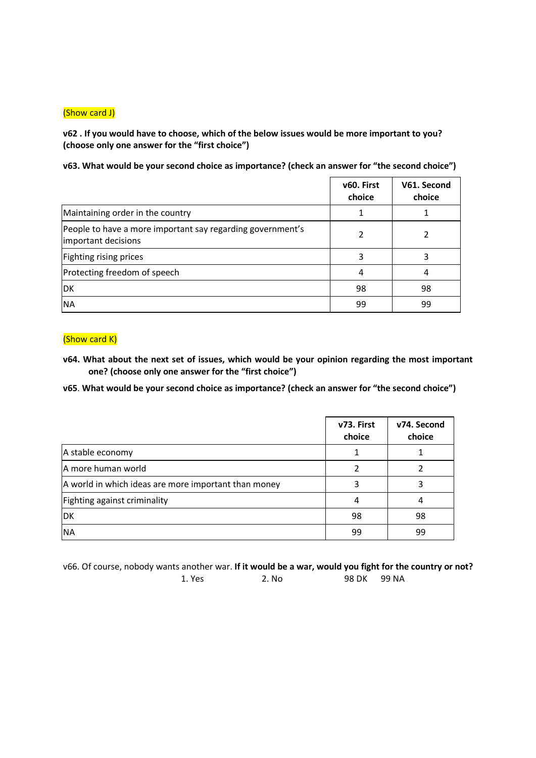(Show card J)

**v62 . If you would have to choose, which of the below issues would be more important to you? (choose only one answer for the "first choice")**

**v63. What would be your second choice as importance? (check an answer for "the second choice")**

| | v60. First choice | V61. Second choice |
|---|---|---|
| Maintaining order in the country | 1 | 1 |
| People to have a more important say regarding government's important decisions | 2 | 2 |
| Fighting rising prices | 3 | 3 |
| Protecting freedom of speech | 4 | 4 |
| DK | 98 | 98 |
| NA | 99 | 99 |

(Show card K)

**v64. What about the next set of issues, which would be your opinion regarding the most important one? (choose only one answer for the "first choice")**

**v65**. **What would be your second choice as importance? (check an answer for "the second choice")**

| | v73. First choice | v74. Second choice |
|---|---|---|
| A stable economy | 1 | 1 |
| A more human world | 2 | 2 |
| A world in which ideas are more important than money | 3 | 3 |
| Fighting against criminality | 4 | 4 |
| DK | 98 | 98 |
| NA | 99 | 99 |

v66. Of course, nobody wants another war. **If it would be a war, would you fight for the country or not?**

1. Yes 2. No 98 DK 99 NA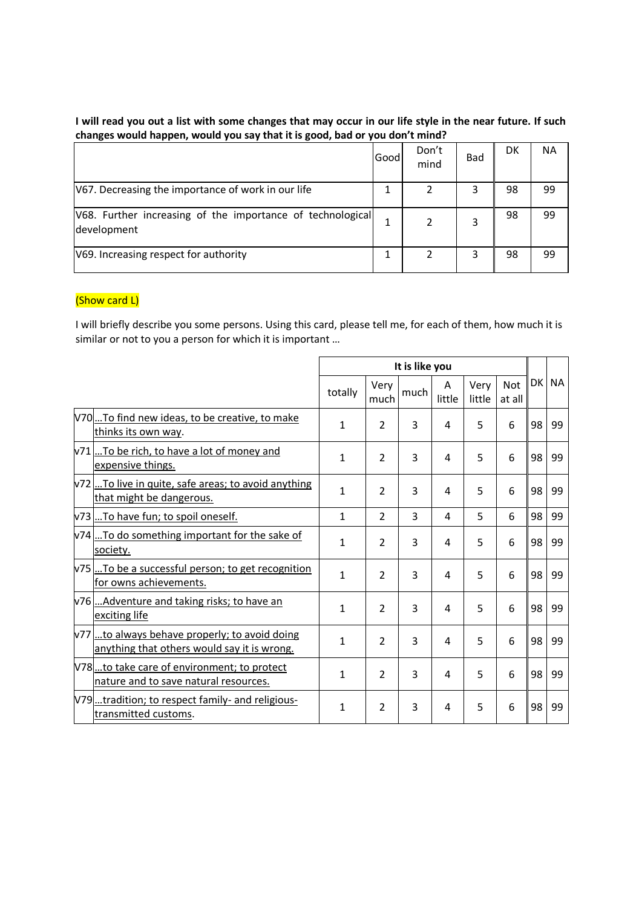**I will read you out a list with some changes that may occur in our life style in the near future. If such changes would happen, would you say that it is good, bad or you don't mind?**

| | Good | Don't mind | Bad | DK | NA |
|---|---|---|---|---|---|
| V67. Decreasing the importance of work in our life | 1 | 2 | 3 | 98 | 99 |
| V68. Further increasing of the importance of technological development | 1 | 2 | 3 | 98 | 99 |
| V69. Increasing respect for authority | 1 | 2 | 3 | 98 | 99 |

(Show card L)

I will briefly describe you some persons. Using this card, please tell me, for each of them, how much it is similar or not to you a person for which it is important …

| | | It is like you | | | | | | | |
|---|---|---|---|---|---|---|---|---|---|
| | | totally | Very much | much | A little | Very little | Not at all | DK | NA |
| V70 | …To find new ideas, to be creative, to make thinks its own way. | 1 | 2 | 3 | 4 | 5 | 6 | 98 | 99 |
| v71 | …To be rich, to have a lot of money and expensive things. | 1 | 2 | 3 | 4 | 5 | 6 | 98 | 99 |
| v72 | …To live in quite, safe areas; to avoid anything that might be dangerous. | 1 | 2 | 3 | 4 | 5 | 6 | 98 | 99 |
| v73 | …To have fun; to spoil oneself. | 1 | 2 | 3 | 4 | 5 | 6 | 98 | 99 |
| v74 | …To do something important for the sake of society. | 1 | 2 | 3 | 4 | 5 | 6 | 98 | 99 |
| v75 | …To be a successful person; to get recognition for owns achievements. | 1 | 2 | 3 | 4 | 5 | 6 | 98 | 99 |
| v76 | …Adventure and taking risks; to have an exciting life | 1 | 2 | 3 | 4 | 5 | 6 | 98 | 99 |
| v77 | …to always behave properly; to avoid doing anything that others would say it is wrong. | 1 | 2 | 3 | 4 | 5 | 6 | 98 | 99 |
| V78 | …to take care of environment; to protect nature and to save natural resources. | 1 | 2 | 3 | 4 | 5 | 6 | 98 | 99 |
| V79 | …tradition; to respect family- and religious-transmitted customs. | 1 | 2 | 3 | 4 | 5 | 6 | 98 | 99 |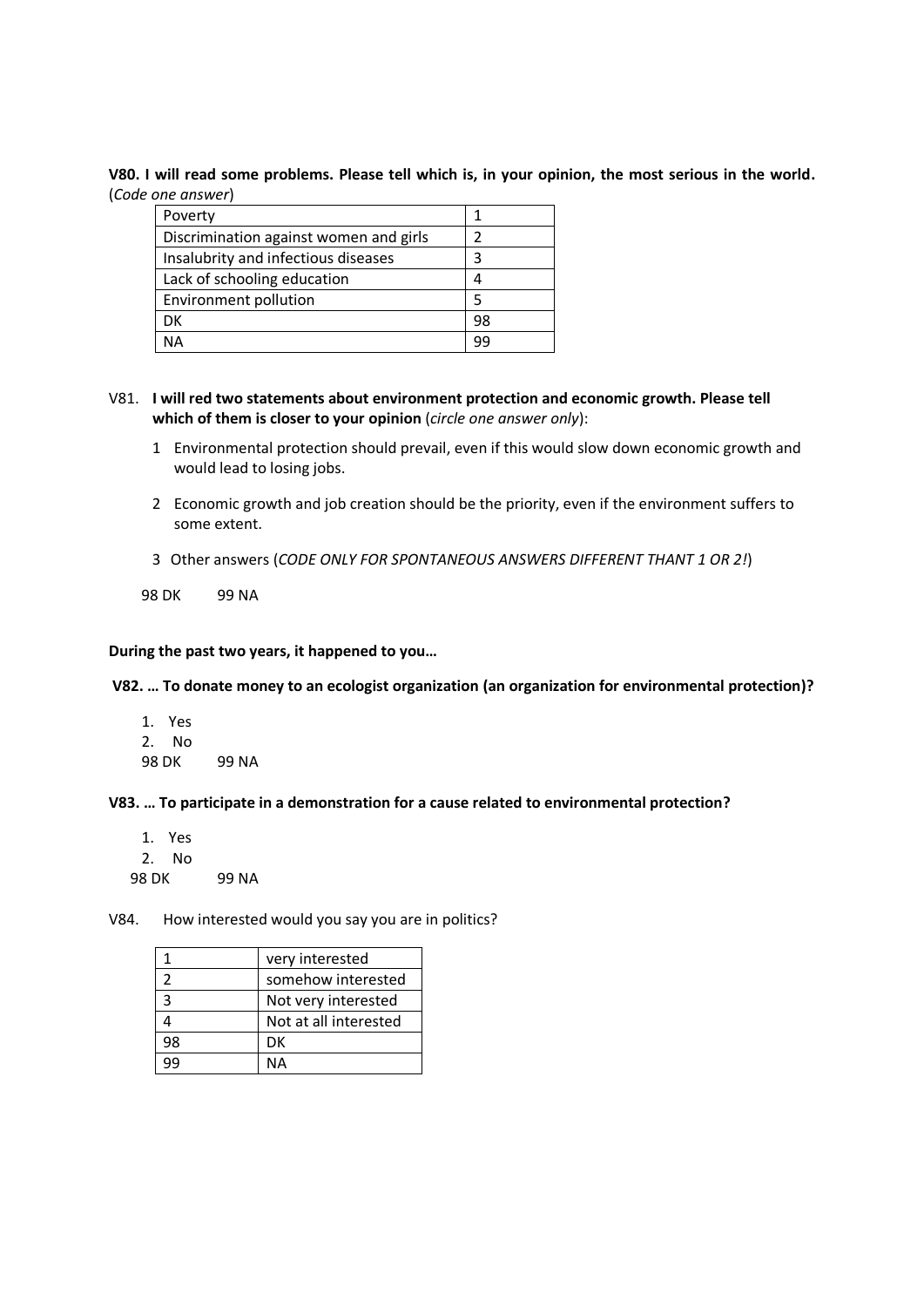**V80. I will read some problems. Please tell which is, in your opinion, the most serious in the world.** (*Code one answer*)

| Poverty | 1 |
|---|---|
| Discrimination against women and girls | 2 |
| Insalubrity and infectious diseases | 3 |
| Lack of schooling education | 4 |
| Environment pollution | 5 |
| DK | 98 |
| NA | 99 |

V81. **I will red two statements about environment protection and economic growth. Please tell which of them is closer to your opinion** (*circle one answer only*):

1 Environmental protection should prevail, even if this would slow down economic growth and would lead to losing jobs.

2 Economic growth and job creation should be the priority, even if the environment suffers to some extent.

3 Other answers (*CODE ONLY FOR SPONTANEOUS ANSWERS DIFFERENT THANT 1 OR 2!*)

98 DK 99 NA

**During the past two years, it happened to you…**

**V82. … To donate money to an ecologist organization (an organization for environmental protection)?**

1. Yes
2. No

98 DK 99 NA

**V83. … To participate in a demonstration for a cause related to environmental protection?**

1. Yes
2. No

98 DK 99 NA

V84. How interested would you say you are in politics?

| 1 | very interested |
|---|---|
| 2 | somehow interested |
| 3 | Not very interested |
| 4 | Not at all interested |
| 98 | DK |
| 99 | NA |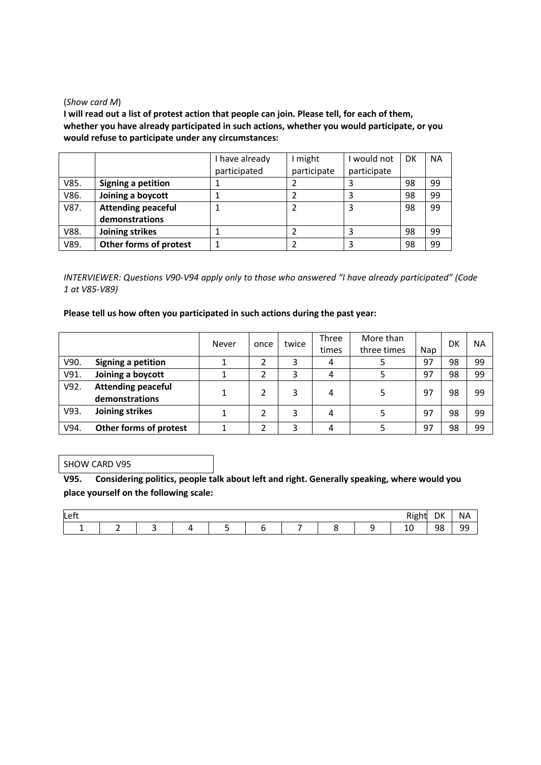(*Show card M*)

**I will read out a list of protest action that people can join. Please tell, for each of them, whether you have already participated in such actions, whether you would participate, or you would refuse to participate under any circumstances:**

| | | I have already participated | I might participate | I would not participate | DK | NA |
|---|---|---|---|---|---|---|
| V85. | **Signing a petition** | 1 | 2 | 3 | 98 | 99 |
| V86. | **Joining a boycott** | 1 | 2 | 3 | 98 | 99 |
| V87. | **Attending peaceful demonstrations** | 1 | 2 | 3 | 98 | 99 |
| V88. | **Joining strikes** | 1 | 2 | 3 | 98 | 99 |
| V89. | **Other forms of protest** | 1 | 2 | 3 | 98 | 99 |

*INTERVIEWER: Questions V90-V94 apply only to those who answered "I have already participated" (Code 1 at V85-V89)*

**Please tell us how often you participated in such actions during the past year:**

| | | Never | once | twice | Three times | More than three times | Nap | DK | NA |
|---|---|---|---|---|---|---|---|---|---|
| V90. | **Signing a petition** | 1 | 2 | 3 | 4 | 5 | 97 | 98 | 99 |
| V91. | **Joining a boycott** | 1 | 2 | 3 | 4 | 5 | 97 | 98 | 99 |
| V92. | **Attending peaceful demonstrations** | 1 | 2 | 3 | 4 | 5 | 97 | 98 | 99 |
| V93. | **Joining strikes** | 1 | 2 | 3 | 4 | 5 | 97 | 98 | 99 |
| V94. | **Other forms of protest** | 1 | 2 | 3 | 4 | 5 | 97 | 98 | 99 |

SHOW CARD V95

**V95. Considering politics, people talk about left and right. Generally speaking, where would you place yourself on the following scale:**

| Left | | | | | | | | | Right | DK | NA |
|---|---|---|---|---|---|---|---|---|---|---|---|
| 1 | 2 | 3 | 4 | 5 | 6 | 7 | 8 | 9 | 10 | 98 | 99 |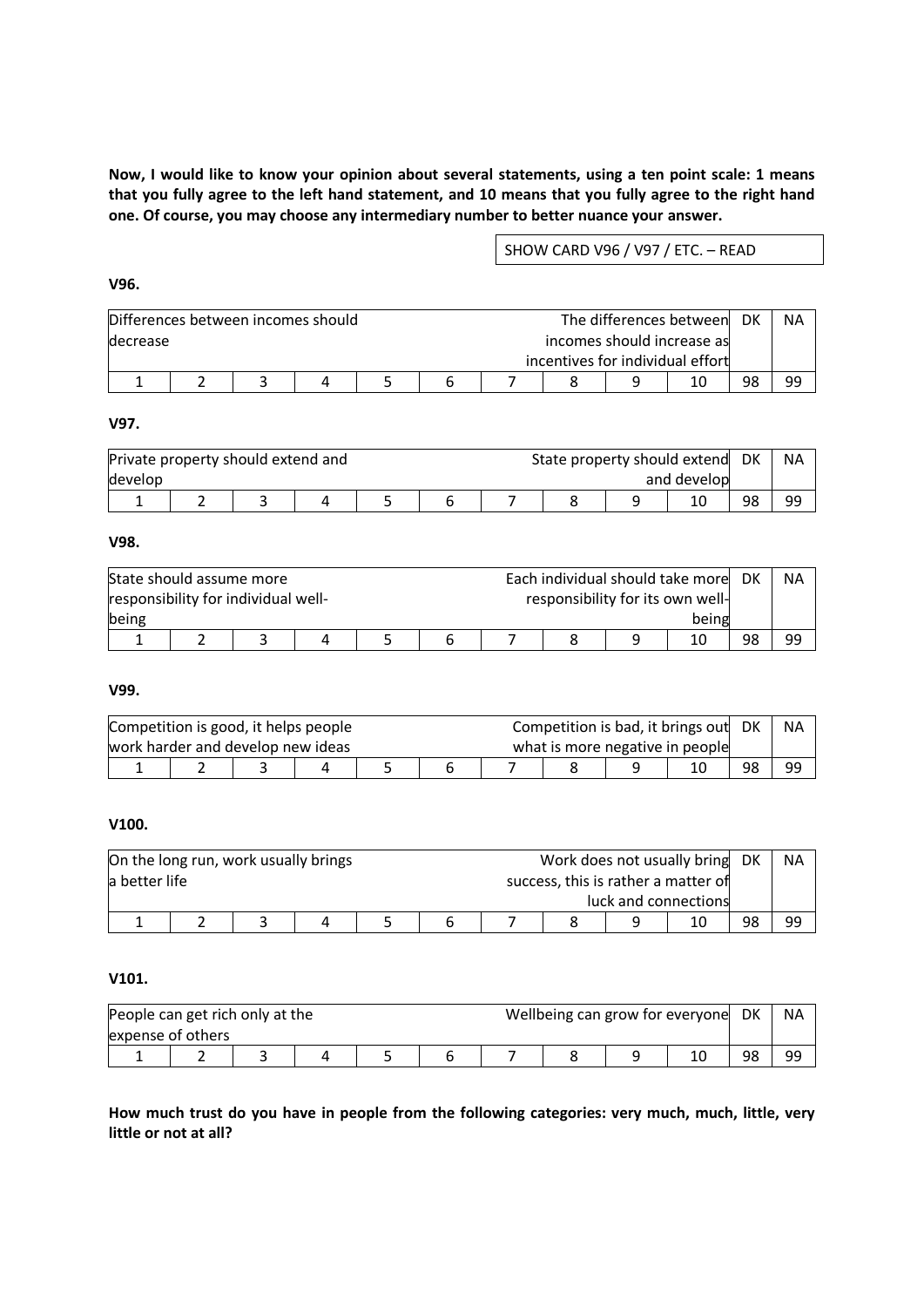**Now, I would like to know your opinion about several statements, using a ten point scale: 1 means that you fully agree to the left hand statement, and 10 means that you fully agree to the right hand one. Of course, you may choose any intermediary number to better nuance your answer.**

SHOW CARD V96 / V97 / ETC. – READ

**V96.**

| Differences between incomes should decrease | | | | | | | | | The differences between incomes should increase as incentives for individual effort | DK | NA |
|---|---|---|---|---|---|---|---|---|---|---|---|
| 1 | 2 | 3 | 4 | 5 | 6 | 7 | 8 | 9 | 10 | 98 | 99 |

**V97.**

| Private property should extend and develop | | | | | | | | | State property should extend and develop | DK | NA |
|---|---|---|---|---|---|---|---|---|---|---|---|
| 1 | 2 | 3 | 4 | 5 | 6 | 7 | 8 | 9 | 10 | 98 | 99 |

**V98.**

| State should assume more responsibility for individual well-being | | | | | | | | | Each individual should take more responsibility for its own well-being | DK | NA |
|---|---|---|---|---|---|---|---|---|---|---|---|
| 1 | 2 | 3 | 4 | 5 | 6 | 7 | 8 | 9 | 10 | 98 | 99 |

**V99.**

| Competition is good, it helps people work harder and develop new ideas | | | | | | | | | Competition is bad, it brings out what is more negative in people | DK | NA |
|---|---|---|---|---|---|---|---|---|---|---|---|
| 1 | 2 | 3 | 4 | 5 | 6 | 7 | 8 | 9 | 10 | 98 | 99 |

**V100.**

| On the long run, work usually brings a better life | | | | | | | | | Work does not usually bring success, this is rather a matter of luck and connections | DK | NA |
|---|---|---|---|---|---|---|---|---|---|---|---|
| 1 | 2 | 3 | 4 | 5 | 6 | 7 | 8 | 9 | 10 | 98 | 99 |

**V101.**

| People can get rich only at the expense of others | | | | | | | | | Wellbeing can grow for everyone | DK | NA |
|---|---|---|---|---|---|---|---|---|---|---|---|
| 1 | 2 | 3 | 4 | 5 | 6 | 7 | 8 | 9 | 10 | 98 | 99 |

**How much trust do you have in people from the following categories: very much, much, little, very little or not at all?**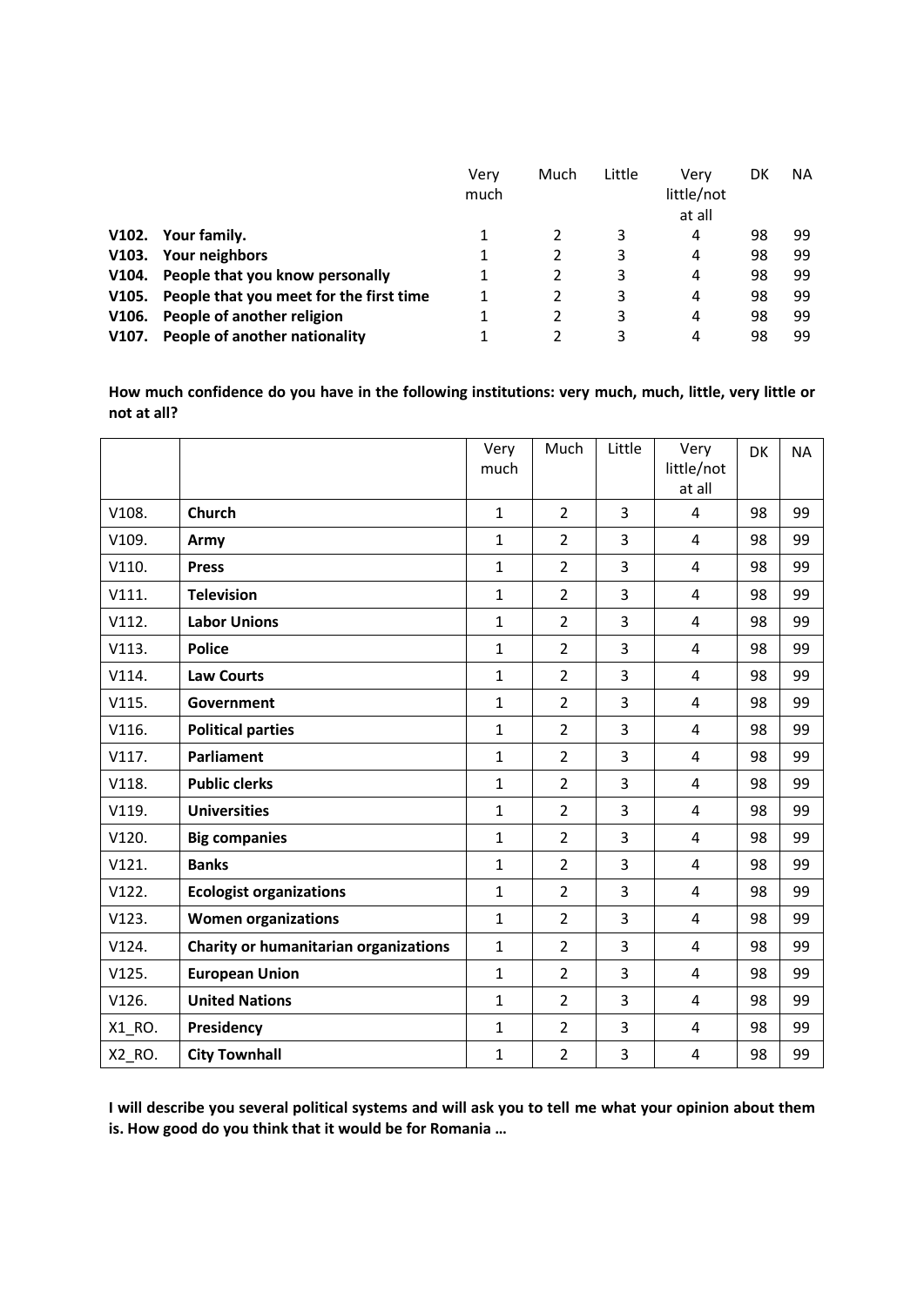| | | Very much | Much | Little | Very little/not at all | DK | NA |
|---|---|---|---|---|---|---|---|
| **V102.** | **Your family.** | 1 | 2 | 3 | 4 | 98 | 99 |
| **V103.** | **Your neighbors** | 1 | 2 | 3 | 4 | 98 | 99 |
| **V104.** | **People that you know personally** | 1 | 2 | 3 | 4 | 98 | 99 |
| **V105.** | **People that you meet for the first time** | 1 | 2 | 3 | 4 | 98 | 99 |
| **V106.** | **People of another religion** | 1 | 2 | 3 | 4 | 98 | 99 |
| **V107.** | **People of another nationality** | 1 | 2 | 3 | 4 | 98 | 99 |

**How much confidence do you have in the following institutions: very much, much, little, very little or not at all?**

| | | Very much | Much | Little | Very little/not at all | DK | NA |
|---|---|---|---|---|---|---|---|
| V108. | **Church** | 1 | 2 | 3 | 4 | 98 | 99 |
| V109. | **Army** | 1 | 2 | 3 | 4 | 98 | 99 |
| V110. | **Press** | 1 | 2 | 3 | 4 | 98 | 99 |
| V111. | **Television** | 1 | 2 | 3 | 4 | 98 | 99 |
| V112. | **Labor Unions** | 1 | 2 | 3 | 4 | 98 | 99 |
| V113. | **Police** | 1 | 2 | 3 | 4 | 98 | 99 |
| V114. | **Law Courts** | 1 | 2 | 3 | 4 | 98 | 99 |
| V115. | **Government** | 1 | 2 | 3 | 4 | 98 | 99 |
| V116. | **Political parties** | 1 | 2 | 3 | 4 | 98 | 99 |
| V117. | **Parliament** | 1 | 2 | 3 | 4 | 98 | 99 |
| V118. | **Public clerks** | 1 | 2 | 3 | 4 | 98 | 99 |
| V119. | **Universities** | 1 | 2 | 3 | 4 | 98 | 99 |
| V120. | **Big companies** | 1 | 2 | 3 | 4 | 98 | 99 |
| V121. | **Banks** | 1 | 2 | 3 | 4 | 98 | 99 |
| V122. | **Ecologist organizations** | 1 | 2 | 3 | 4 | 98 | 99 |
| V123. | **Women organizations** | 1 | 2 | 3 | 4 | 98 | 99 |
| V124. | **Charity or humanitarian organizations** | 1 | 2 | 3 | 4 | 98 | 99 |
| V125. | **European Union** | 1 | 2 | 3 | 4 | 98 | 99 |
| V126. | **United Nations** | 1 | 2 | 3 | 4 | 98 | 99 |
| X1_RO. | **Presidency** | 1 | 2 | 3 | 4 | 98 | 99 |
| X2_RO. | **City Townhall** | 1 | 2 | 3 | 4 | 98 | 99 |

**I will describe you several political systems and will ask you to tell me what your opinion about them is. How good do you think that it would be for Romania …**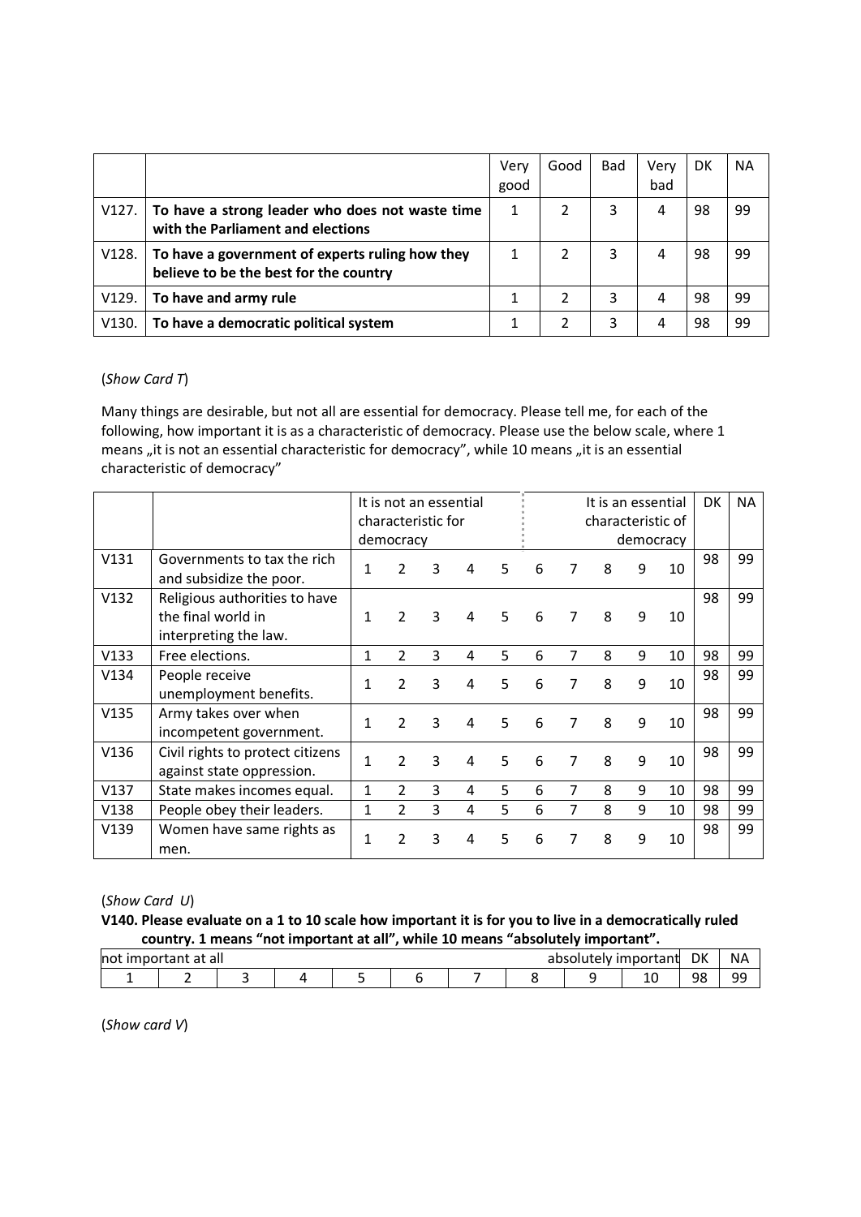| | | Very good | Good | Bad | Very bad | DK | NA |
|---|---|---|---|---|---|---|---|
| V127. | **To have a strong leader who does not waste time with the Parliament and elections** | 1 | 2 | 3 | 4 | 98 | 99 |
| V128. | **To have a government of experts ruling how they believe to be the best for the country** | 1 | 2 | 3 | 4 | 98 | 99 |
| V129. | **To have and army rule** | 1 | 2 | 3 | 4 | 98 | 99 |
| V130. | **To have a democratic political system** | 1 | 2 | 3 | 4 | 98 | 99 |

(*Show Card T*)

Many things are desirable, but not all are essential for democracy. Please tell me, for each of the following, how important it is as a characteristic of democracy. Please use the below scale, where 1 means „it is not an essential characteristic for democracy", while 10 means „it is an essential characteristic of democracy"

| | | It is not an essential characteristic for democracy | | | | | | | | | It is an essential characteristic of democracy | DK | NA |
|---|---|---|---|---|---|---|---|---|---|---|---|---|---|
| V131 | Governments to tax the rich and subsidize the poor. | 1 | 2 | 3 | 4 | 5 | 6 | 7 | 8 | 9 | 10 | 98 | 99 |
| V132 | Religious authorities to have the final world in interpreting the law. | 1 | 2 | 3 | 4 | 5 | 6 | 7 | 8 | 9 | 10 | 98 | 99 |
| V133 | Free elections. | 1 | 2 | 3 | 4 | 5 | 6 | 7 | 8 | 9 | 10 | 98 | 99 |
| V134 | People receive unemployment benefits. | 1 | 2 | 3 | 4 | 5 | 6 | 7 | 8 | 9 | 10 | 98 | 99 |
| V135 | Army takes over when incompetent government. | 1 | 2 | 3 | 4 | 5 | 6 | 7 | 8 | 9 | 10 | 98 | 99 |
| V136 | Civil rights to protect citizens against state oppression. | 1 | 2 | 3 | 4 | 5 | 6 | 7 | 8 | 9 | 10 | 98 | 99 |
| V137 | State makes incomes equal. | 1 | 2 | 3 | 4 | 5 | 6 | 7 | 8 | 9 | 10 | 98 | 99 |
| V138 | People obey their leaders. | 1 | 2 | 3 | 4 | 5 | 6 | 7 | 8 | 9 | 10 | 98 | 99 |
| V139 | Women have same rights as men. | 1 | 2 | 3 | 4 | 5 | 6 | 7 | 8 | 9 | 10 | 98 | 99 |

(*Show Card U*)

**V140. Please evaluate on a 1 to 10 scale how important it is for you to live in a democratically ruled country. 1 means "not important at all", while 10 means "absolutely important".**

| not important at all | | | | | | | | | absolutely important | DK | NA |
|---|---|---|---|---|---|---|---|---|---|---|---|
| 1 | 2 | 3 | 4 | 5 | 6 | 7 | 8 | 9 | 10 | 98 | 99 |

(*Show card V*)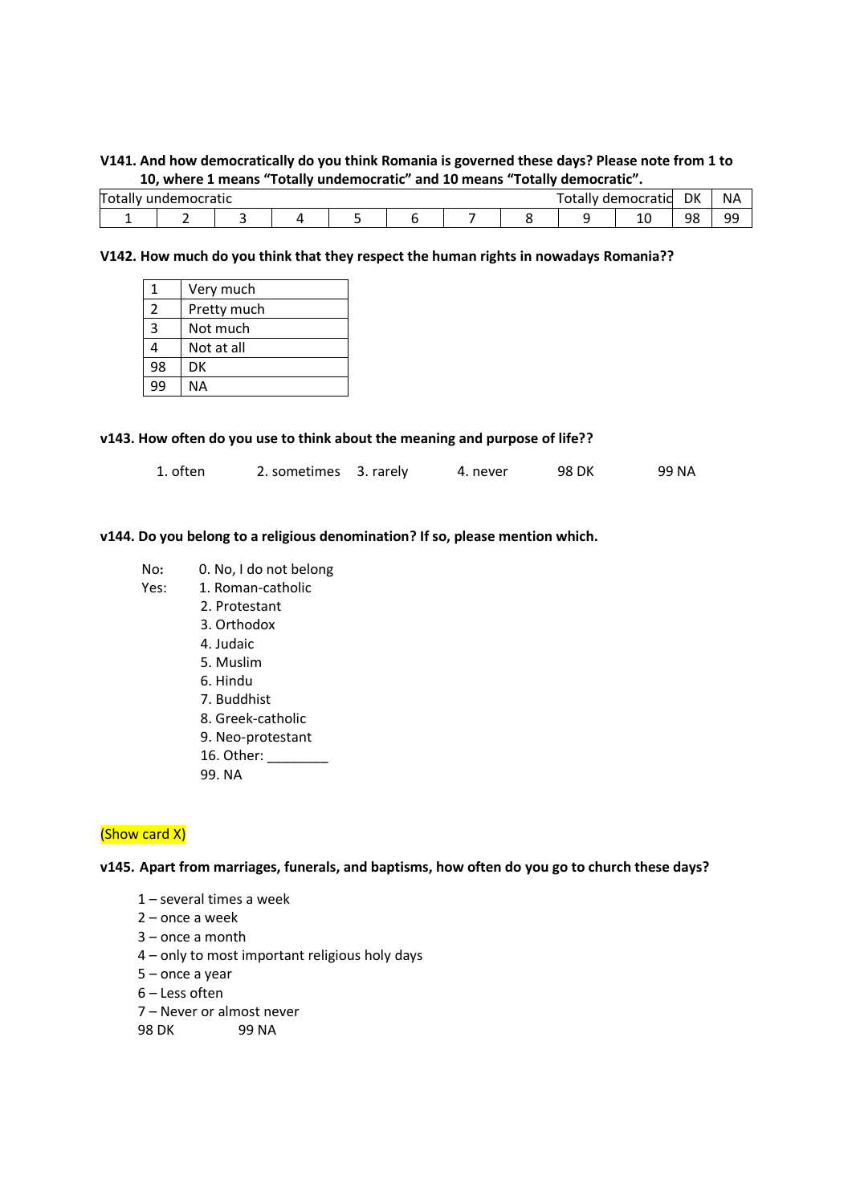**V141. And how democratically do you think Romania is governed these days? Please note from 1 to 10, where 1 means "Totally undemocratic" and 10 means "Totally democratic".**

| Totally undemocratic | | | | | | | | | Totally democratic | DK | NA |
|---|---|---|---|---|---|---|---|---|---|---|---|
| 1 | 2 | 3 | 4 | 5 | 6 | 7 | 8 | 9 | 10 | 98 | 99 |

**V142. How much do you think that they respect the human rights in nowadays Romania??**

| | |
|---|---|
| 1 | Very much |
| 2 | Pretty much |
| 3 | Not much |
| 4 | Not at all |
| 98 | DK |
| 99 | NA |

**v143. How often do you use to think about the meaning and purpose of life??**

1. often   2. sometimes   3. rarely   4. never   98 DK   99 NA

**v144. Do you belong to a religious denomination? If so, please mention which.**

No: 0. No, I do not belong
Yes: 1. Roman-catholic
2. Protestant
3. Orthodox
4. Judaic
5. Muslim
6. Hindu
7. Buddhist
8. Greek-catholic
9. Neo-protestant
16. Other: ________
99. NA

(Show card X)

**v145. Apart from marriages, funerals, and baptisms, how often do you go to church these days?**

1 – several times a week
2 – once a week
3 – once a month
4 – only to most important religious holy days
5 – once a year
6 – Less often
7 – Never or almost never
98 DK   99 NA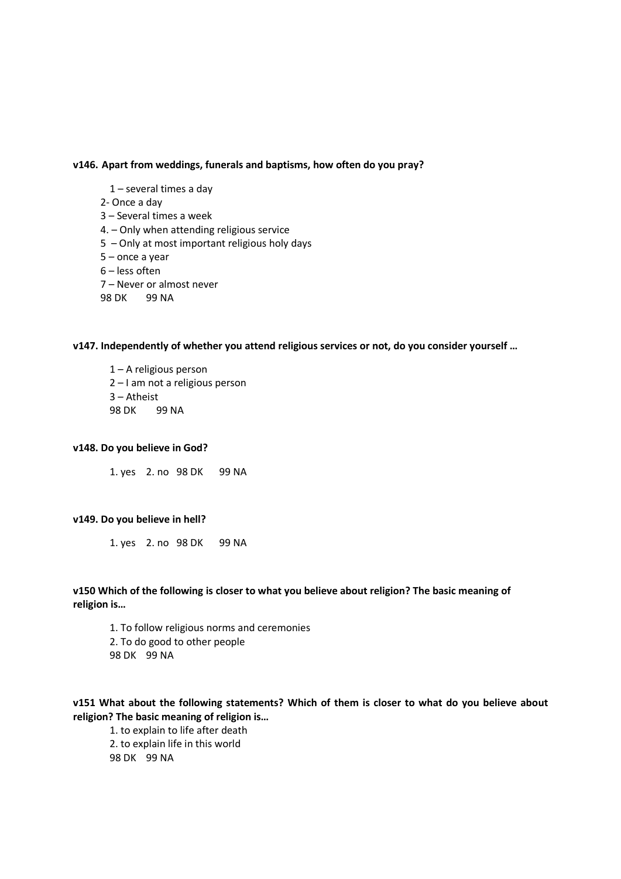**v146. Apart from weddings, funerals and baptisms, how often do you pray?**

1 – several times a day
2- Once a day
3 – Several times a week
4. – Only when attending religious service
5 – Only at most important religious holy days
5 – once a year
6 – less often
7 – Never or almost never
98 DK 99 NA

**v147. Independently of whether you attend religious services or not, do you consider yourself …**

1 – A religious person
2 – I am not a religious person
3 – Atheist
98 DK 99 NA

**v148. Do you believe in God?**

1. yes 2. no 98 DK 99 NA

**v149. Do you believe in hell?**

1. yes 2. no 98 DK 99 NA

**v150 Which of the following is closer to what you believe about religion? The basic meaning of religion is…**

1. To follow religious norms and ceremonies
2. To do good to other people
98 DK 99 NA

**v151 What about the following statements? Which of them is closer to what do you believe about religion? The basic meaning of religion is…**

1. to explain to life after death
2. to explain life in this world
98 DK 99 NA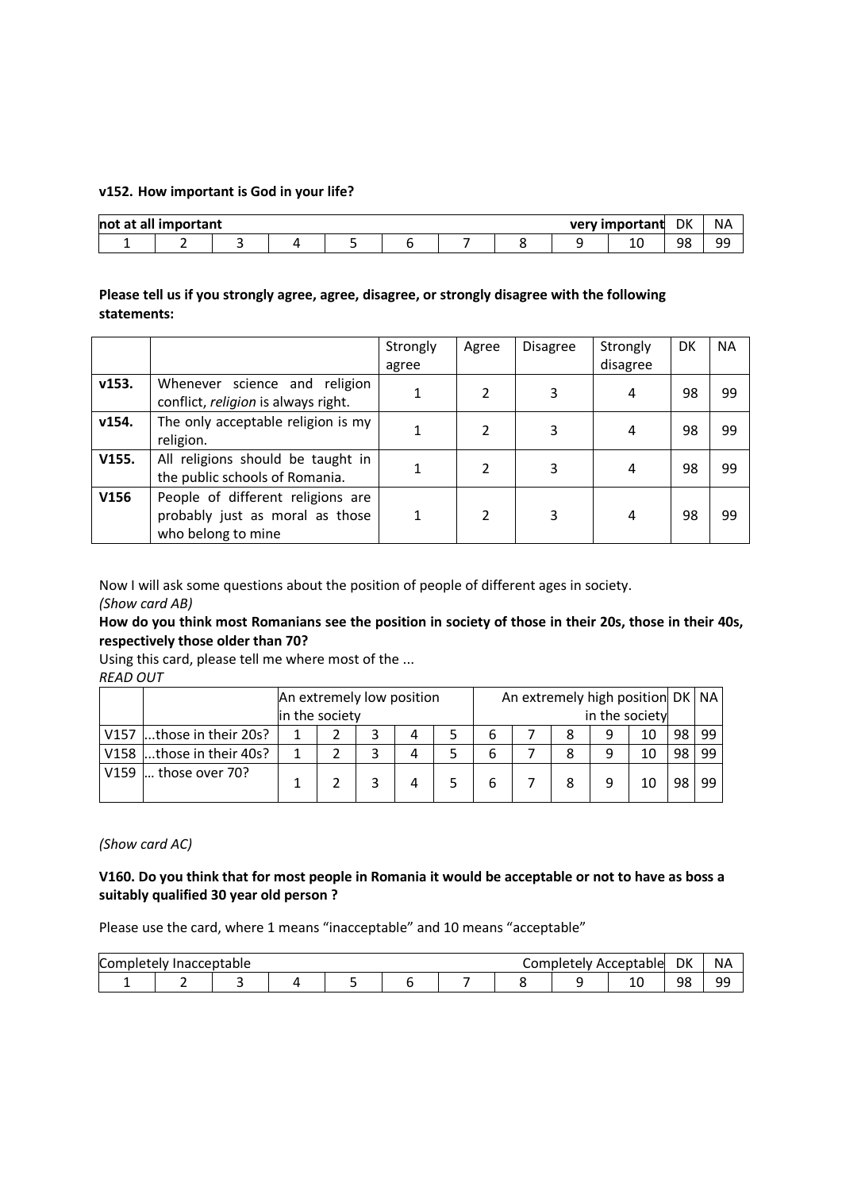**v152. How important is God in your life?**

| not at all important | | | | | | | | | very important | DK | NA |
|---|---|---|---|---|---|---|---|---|---|---|---|
| 1 | 2 | 3 | 4 | 5 | 6 | 7 | 8 | 9 | 10 | 98 | 99 |

**Please tell us if you strongly agree, agree, disagree, or strongly disagree with the following statements:**

| | | Strongly agree | Agree | Disagree | Strongly disagree | DK | NA |
|---|---|---|---|---|---|---|---|
| **v153.** | Whenever science and religion conflict, *religion* is always right. | 1 | 2 | 3 | 4 | 98 | 99 |
| **v154.** | The only acceptable religion is my religion. | 1 | 2 | 3 | 4 | 98 | 99 |
| **V155.** | All religions should be taught in the public schools of Romania. | 1 | 2 | 3 | 4 | 98 | 99 |
| **V156** | People of different religions are probably just as moral as those who belong to mine | 1 | 2 | 3 | 4 | 98 | 99 |

Now I will ask some questions about the position of people of different ages in society.

*(Show card AB)*

**How do you think most Romanians see the position in society of those in their 20s, those in their 40s, respectively those older than 70?**

Using this card, please tell me where most of the ...

*READ OUT*

| | | An extremely low position in the society | | | | | | | | | An extremely high position in the society | DK | NA |
|---|---|---|---|---|---|---|---|---|---|---|---|---|---|
| V157 | ...those in their 20s? | 1 | 2 | 3 | 4 | 5 | 6 | 7 | 8 | 9 | 10 | 98 | 99 |
| V158 | ...those in their 40s? | 1 | 2 | 3 | 4 | 5 | 6 | 7 | 8 | 9 | 10 | 98 | 99 |
| V159 | ... those over 70? | 1 | 2 | 3 | 4 | 5 | 6 | 7 | 8 | 9 | 10 | 98 | 99 |

*(Show card AC)*

**V160. Do you think that for most people in Romania it would be acceptable or not to have as boss a suitably qualified 30 year old person ?**

Please use the card, where 1 means "inacceptable" and 10 means "acceptable"

| Completely Inacceptable | | | | | | | | | Completely Acceptable | DK | NA |
|---|---|---|---|---|---|---|---|---|---|---|---|
| 1 | 2 | 3 | 4 | 5 | 6 | 7 | 8 | 9 | 10 | 98 | 99 |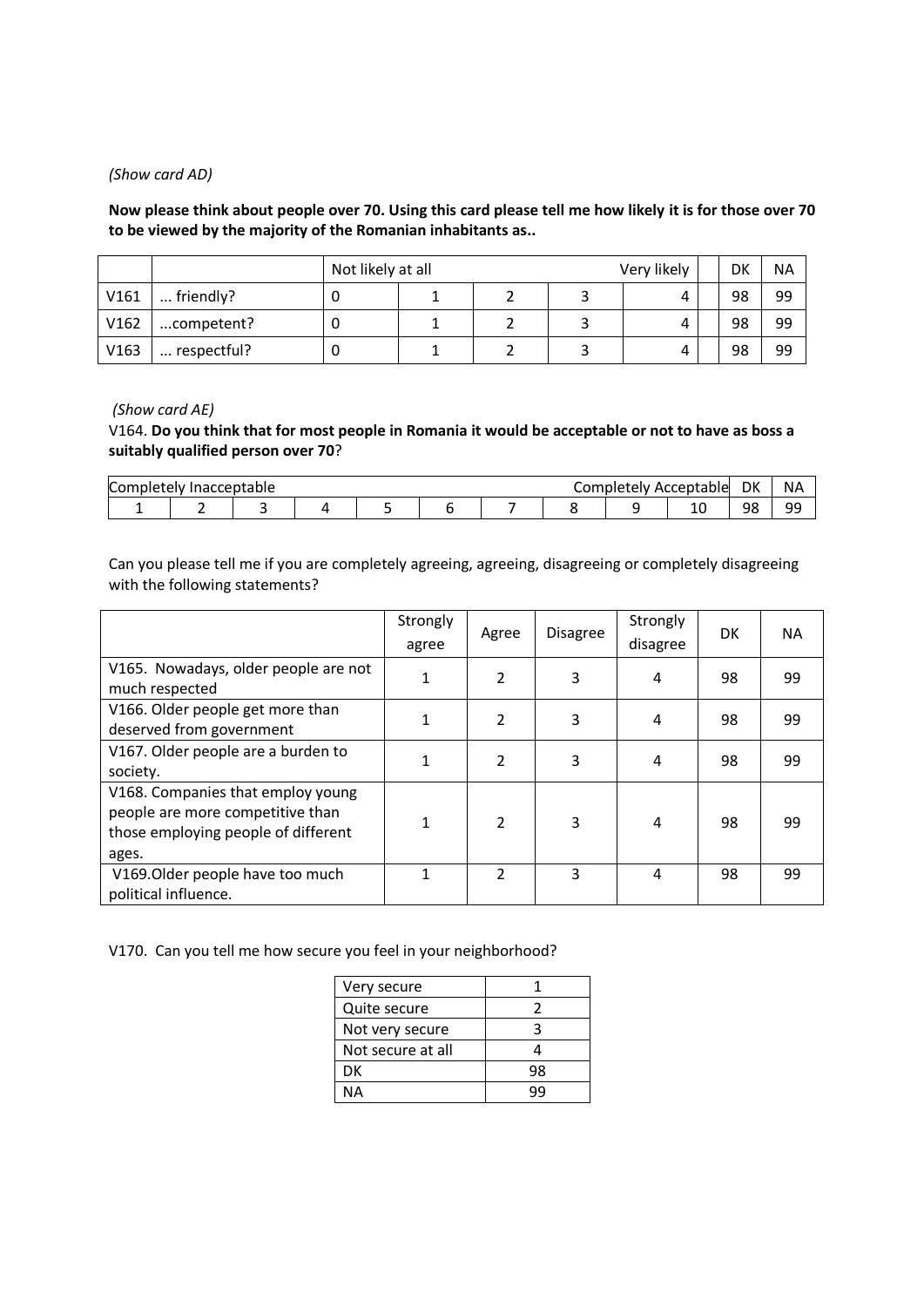*(Show card AD)*

**Now please think about people over 70. Using this card please tell me how likely it is for those over 70 to be viewed by the majority of the Romanian inhabitants as..**

| | | Not likely at all | | | | Very likely | | DK | NA |
|---|---|---|---|---|---|---|---|---|---|
| V161 | ... friendly? | 0 | 1 | 2 | 3 | 4 | | 98 | 99 |
| V162 | ...competent? | 0 | 1 | 2 | 3 | 4 | | 98 | 99 |
| V163 | ... respectful? | 0 | 1 | 2 | 3 | 4 | | 98 | 99 |

*(Show card AE)*

V164. **Do you think that for most people in Romania it would be acceptable or not to have as boss a suitably qualified person over 70**?

| Completely Inacceptable | | | | | | | | | Completely Acceptable | DK | NA |
|---|---|---|---|---|---|---|---|---|---|---|---|
| 1 | 2 | 3 | 4 | 5 | 6 | 7 | 8 | 9 | 10 | 98 | 99 |

Can you please tell me if you are completely agreeing, agreeing, disagreeing or completely disagreeing with the following statements?

| | Strongly agree | Agree | Disagree | Strongly disagree | DK | NA |
|---|---|---|---|---|---|---|
| V165. Nowadays, older people are not much respected | 1 | 2 | 3 | 4 | 98 | 99 |
| V166. Older people get more than deserved from government | 1 | 2 | 3 | 4 | 98 | 99 |
| V167. Older people are a burden to society. | 1 | 2 | 3 | 4 | 98 | 99 |
| V168. Companies that employ young people are more competitive than those employing people of different ages. | 1 | 2 | 3 | 4 | 98 | 99 |
| V169.Older people have too much political influence. | 1 | 2 | 3 | 4 | 98 | 99 |

V170. Can you tell me how secure you feel in your neighborhood?

| | |
|---|---|
| Very secure | 1 |
| Quite secure | 2 |
| Not very secure | 3 |
| Not secure at all | 4 |
| DK | 98 |
| NA | 99 |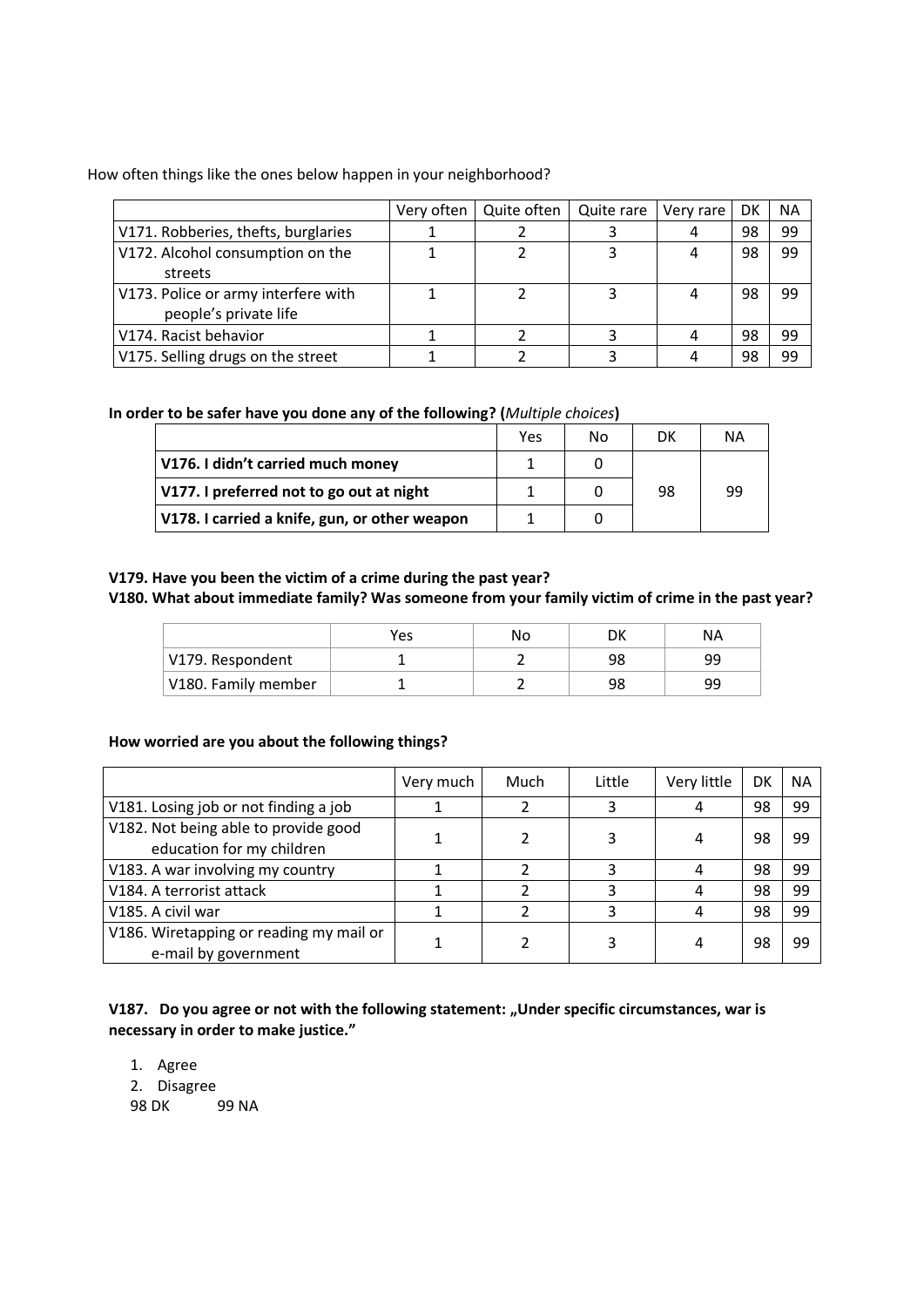How often things like the ones below happen in your neighborhood?

| | Very often | Quite often | Quite rare | Very rare | DK | NA |
|---|---|---|---|---|---|---|
| V171. Robberies, thefts, burglaries | 1 | 2 | 3 | 4 | 98 | 99 |
| V172. Alcohol consumption on the streets | 1 | 2 | 3 | 4 | 98 | 99 |
| V173. Police or army interfere with people's private life | 1 | 2 | 3 | 4 | 98 | 99 |
| V174. Racist behavior | 1 | 2 | 3 | 4 | 98 | 99 |
| V175. Selling drugs on the street | 1 | 2 | 3 | 4 | 98 | 99 |

**In order to be safer have you done any of the following? (*Multiple choices*)**

| | Yes | No | DK | NA |
|---|---|---|---|---|
| **V176. I didn't carried much money** | 1 | 0 | 98 | 99 |
| **V177. I preferred not to go out at night** | 1 | 0 | | |
| **V178. I carried a knife, gun, or other weapon** | 1 | 0 | | |

**V179. Have you been the victim of a crime during the past year?**
**V180. What about immediate family? Was someone from your family victim of crime in the past year?**

| | Yes | No | DK | NA |
|---|---|---|---|---|
| V179. Respondent | 1 | 2 | 98 | 99 |
| V180. Family member | 1 | 2 | 98 | 99 |

**How worried are you about the following things?**

| | Very much | Much | Little | Very little | DK | NA |
|---|---|---|---|---|---|---|
| V181. Losing job or not finding a job | 1 | 2 | 3 | 4 | 98 | 99 |
| V182. Not being able to provide good education for my children | 1 | 2 | 3 | 4 | 98 | 99 |
| V183. A war involving my country | 1 | 2 | 3 | 4 | 98 | 99 |
| V184. A terrorist attack | 1 | 2 | 3 | 4 | 98 | 99 |
| V185. A civil war | 1 | 2 | 3 | 4 | 98 | 99 |
| V186. Wiretapping or reading my mail or e-mail by government | 1 | 2 | 3 | 4 | 98 | 99 |

**V187. Do you agree or not with the following statement: „Under specific circumstances, war is necessary in order to make justice."**

1. Agree
2. Disagree

98 DK 99 NA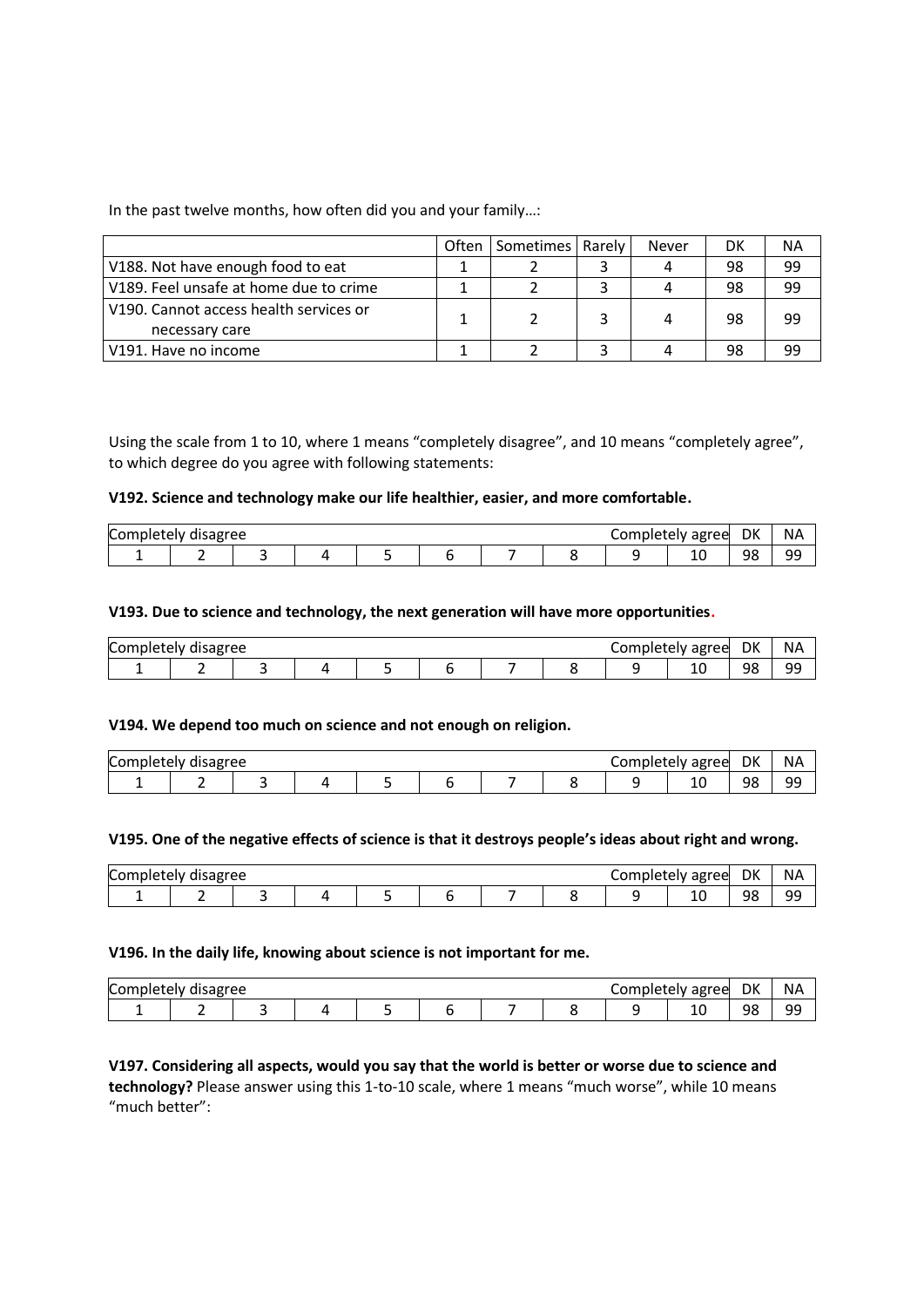In the past twelve months, how often did you and your family…:

| | Often | Sometimes | Rarely | Never | DK | NA |
|---|---|---|---|---|---|---|
| V188. Not have enough food to eat | 1 | 2 | 3 | 4 | 98 | 99 |
| V189. Feel unsafe at home due to crime | 1 | 2 | 3 | 4 | 98 | 99 |
| V190. Cannot access health services or necessary care | 1 | 2 | 3 | 4 | 98 | 99 |
| V191. Have no income | 1 | 2 | 3 | 4 | 98 | 99 |

Using the scale from 1 to 10, where 1 means "completely disagree", and 10 means "completely agree", to which degree do you agree with following statements:

**V192. Science and technology make our life healthier, easier, and more comfortable.**

| Completely disagree | | | | | | | | | Completely agree | DK | NA |
|---|---|---|---|---|---|---|---|---|---|---|---|
| 1 | 2 | 3 | 4 | 5 | 6 | 7 | 8 | 9 | 10 | 98 | 99 |

**V193. Due to science and technology, the next generation will have more opportunities.**

| Completely disagree | | | | | | | | | Completely agree | DK | NA |
|---|---|---|---|---|---|---|---|---|---|---|---|
| 1 | 2 | 3 | 4 | 5 | 6 | 7 | 8 | 9 | 10 | 98 | 99 |

**V194. We depend too much on science and not enough on religion.**

| Completely disagree | | | | | | | | | Completely agree | DK | NA |
|---|---|---|---|---|---|---|---|---|---|---|---|
| 1 | 2 | 3 | 4 | 5 | 6 | 7 | 8 | 9 | 10 | 98 | 99 |

**V195. One of the negative effects of science is that it destroys people's ideas about right and wrong.**

| Completely disagree | | | | | | | | | Completely agree | DK | NA |
|---|---|---|---|---|---|---|---|---|---|---|---|
| 1 | 2 | 3 | 4 | 5 | 6 | 7 | 8 | 9 | 10 | 98 | 99 |

**V196. In the daily life, knowing about science is not important for me.**

| Completely disagree | | | | | | | | | Completely agree | DK | NA |
|---|---|---|---|---|---|---|---|---|---|---|---|
| 1 | 2 | 3 | 4 | 5 | 6 | 7 | 8 | 9 | 10 | 98 | 99 |

**V197. Considering all aspects, would you say that the world is better or worse due to science and technology?** Please answer using this 1-to-10 scale, where 1 means "much worse", while 10 means "much better":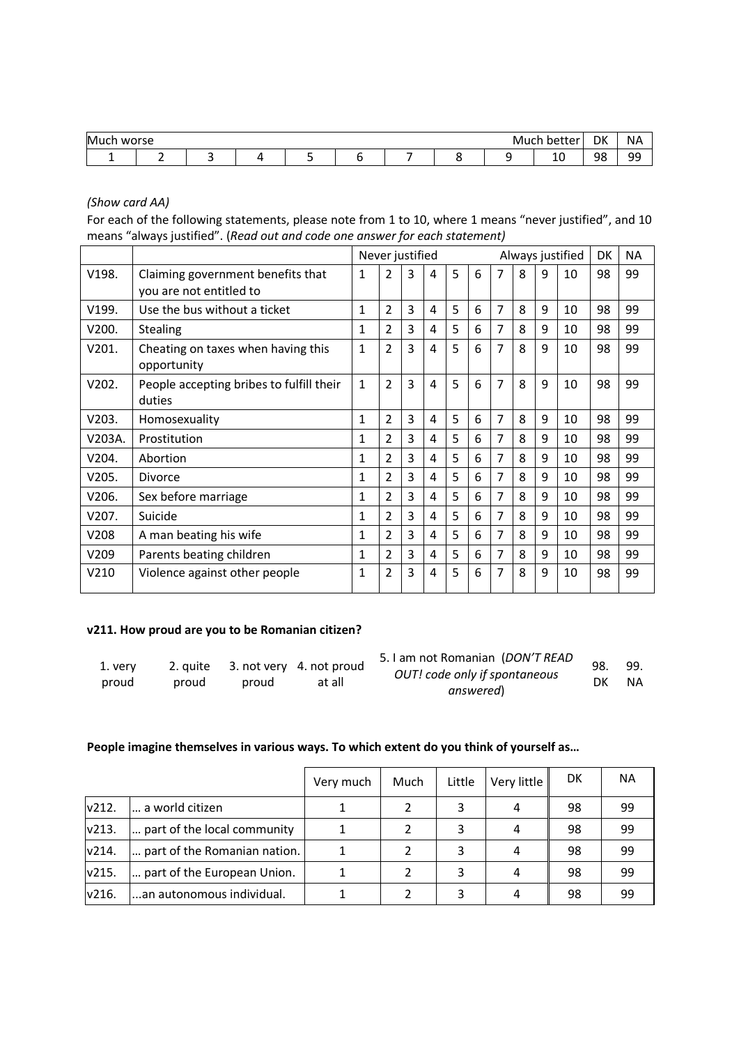| Much worse | | | | | | | | | Much better | DK | NA |
|---|---|---|---|---|---|---|---|---|---|---|---|
| 1 | 2 | 3 | 4 | 5 | 6 | 7 | 8 | 9 | 10 | 98 | 99 |

*(Show card AA)*

For each of the following statements, please note from 1 to 10, where 1 means "never justified", and 10 means "always justified". (*Read out and code one answer for each statement)*

| | | Never justified | | | | | | | | | Always justified | DK | NA |
|---|---|---|---|---|---|---|---|---|---|---|---|---|---|
| V198. | Claiming government benefits that you are not entitled to | 1 | 2 | 3 | 4 | 5 | 6 | 7 | 8 | 9 | 10 | 98 | 99 |
| V199. | Use the bus without a ticket | 1 | 2 | 3 | 4 | 5 | 6 | 7 | 8 | 9 | 10 | 98 | 99 |
| V200. | Stealing | 1 | 2 | 3 | 4 | 5 | 6 | 7 | 8 | 9 | 10 | 98 | 99 |
| V201. | Cheating on taxes when having this opportunity | 1 | 2 | 3 | 4 | 5 | 6 | 7 | 8 | 9 | 10 | 98 | 99 |
| V202. | People accepting bribes to fulfill their duties | 1 | 2 | 3 | 4 | 5 | 6 | 7 | 8 | 9 | 10 | 98 | 99 |
| V203. | Homosexuality | 1 | 2 | 3 | 4 | 5 | 6 | 7 | 8 | 9 | 10 | 98 | 99 |
| V203A. | Prostitution | 1 | 2 | 3 | 4 | 5 | 6 | 7 | 8 | 9 | 10 | 98 | 99 |
| V204. | Abortion | 1 | 2 | 3 | 4 | 5 | 6 | 7 | 8 | 9 | 10 | 98 | 99 |
| V205. | Divorce | 1 | 2 | 3 | 4 | 5 | 6 | 7 | 8 | 9 | 10 | 98 | 99 |
| V206. | Sex before marriage | 1 | 2 | 3 | 4 | 5 | 6 | 7 | 8 | 9 | 10 | 98 | 99 |
| V207. | Suicide | 1 | 2 | 3 | 4 | 5 | 6 | 7 | 8 | 9 | 10 | 98 | 99 |
| V208 | A man beating his wife | 1 | 2 | 3 | 4 | 5 | 6 | 7 | 8 | 9 | 10 | 98 | 99 |
| V209 | Parents beating children | 1 | 2 | 3 | 4 | 5 | 6 | 7 | 8 | 9 | 10 | 98 | 99 |
| V210 | Violence against other people | 1 | 2 | 3 | 4 | 5 | 6 | 7 | 8 | 9 | 10 | 98 | 99 |

**v211. How proud are you to be Romanian citizen?**

| 1. very proud | 2. quite proud | 3. not very proud | 4. not proud at all | 5. I am not Romanian (*DON'T READ OUT! code only if spontaneous answered*) | 98. DK | 99. NA |
|---|---|---|---|---|---|---|

**People imagine themselves in various ways. To which extent do you think of yourself as…**

| | | Very much | Much | Little | Very little | DK | NA |
|---|---|---|---|---|---|---|---|
| v212. | … a world citizen | 1 | 2 | 3 | 4 | 98 | 99 |
| v213. | … part of the local community | 1 | 2 | 3 | 4 | 98 | 99 |
| v214. | … part of the Romanian nation. | 1 | 2 | 3 | 4 | 98 | 99 |
| v215. | … part of the European Union. | 1 | 2 | 3 | 4 | 98 | 99 |
| v216. | ...an autonomous individual. | 1 | 2 | 3 | 4 | 98 | 99 |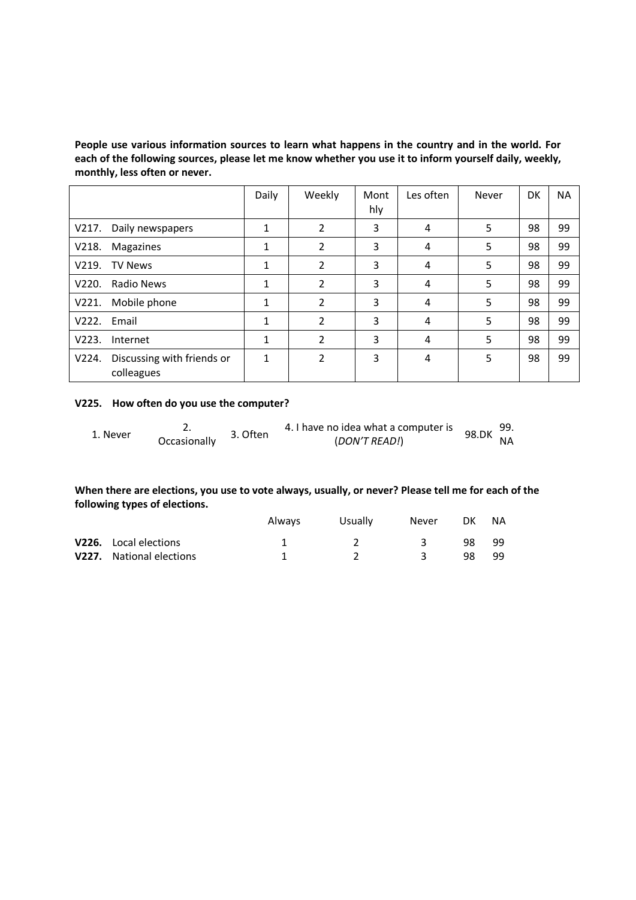**People use various information sources to learn what happens in the country and in the world. For each of the following sources, please let me know whether you use it to inform yourself daily, weekly, monthly, less often or never.**

| | Daily | Weekly | Monthly | Les often | Never | DK | NA |
|---|---|---|---|---|---|---|---|
| V217. Daily newspapers | 1 | 2 | 3 | 4 | 5 | 98 | 99 |
| V218. Magazines | 1 | 2 | 3 | 4 | 5 | 98 | 99 |
| V219. TV News | 1 | 2 | 3 | 4 | 5 | 98 | 99 |
| V220. Radio News | 1 | 2 | 3 | 4 | 5 | 98 | 99 |
| V221. Mobile phone | 1 | 2 | 3 | 4 | 5 | 98 | 99 |
| V222. Email | 1 | 2 | 3 | 4 | 5 | 98 | 99 |
| V223. Internet | 1 | 2 | 3 | 4 | 5 | 98 | 99 |
| V224. Discussing with friends or colleagues | 1 | 2 | 3 | 4 | 5 | 98 | 99 |

**V225. How often do you use the computer?**

| 1. Never | 2. Occasionally | 3. Often | 4. I have no idea what a computer is (*DON'T READ!*) | 98.DK | 99. NA |
|---|---|---|---|---|---|

**When there are elections, you use to vote always, usually, or never? Please tell me for each of the following types of elections.**

| | Always | Usually | Never | DK | NA |
|---|---|---|---|---|---|
| **V226.** Local elections | 1 | 2 | 3 | 98 | 99 |
| **V227.** National elections | 1 | 2 | 3 | 98 | 99 |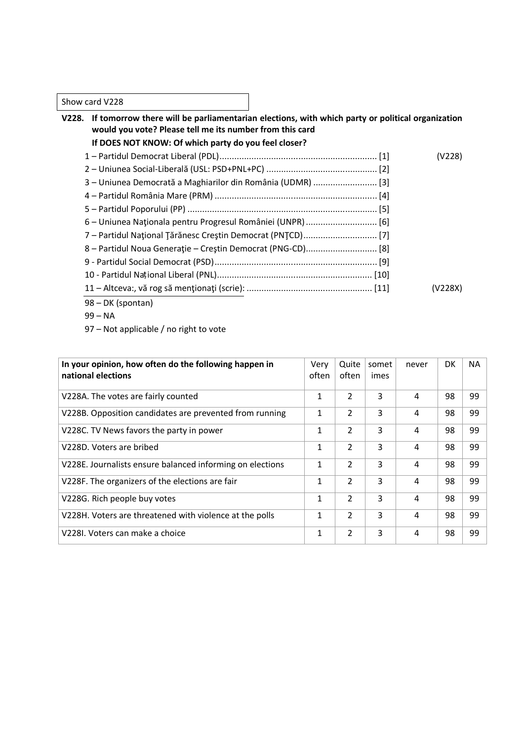Show card V228

**V228. If tomorrow there will be parliamentarian elections, with which party or political organization would you vote? Please tell me its number from this card**

**If DOES NOT KNOW: Of which party do you feel closer?**

1 – Partidul Democrat Liberal (PDL)............................................................... [1] (V228)
2 – Uniunea Social-Liberală (USL: PSD+PNL+PC) ............................................ [2]
3 – Uniunea Democrată a Maghiarilor din România (UDMR) .......................... [3]
4 – Partidul România Mare (PRM) ................................................................ [4]
5 – Partidul Poporului (PP) ........................................................................... [5]
6 – Uniunea Naţionala pentru Progresul României (UNPR)............................ [6]
7 – Partidul Naţional Ţărănesc Creştin Democrat (PNŢCD)............................. [7]
8 – Partidul Noua Generaţie – Creştin Democrat (PNG-CD)............................ [8]
9 - Partidul Social Democrat (PSD)................................................................. [9]
10 - Partidul Național Liberal (PNL).............................................................. [10]
11 – Altceva:, vă rog să menţionaţi (scrie): .................................................. [11] (V228X)
98 – DK (spontan)
99 – NA
97 – Not applicable / no right to vote

| In your opinion, how often do the following happen in national elections | Very often | Quite often | sometimes | never | DK | NA |
|---|---|---|---|---|---|---|
| V228A. The votes are fairly counted | 1 | 2 | 3 | 4 | 98 | 99 |
| V228B. Opposition candidates are prevented from running | 1 | 2 | 3 | 4 | 98 | 99 |
| V228C. TV News favors the party in power | 1 | 2 | 3 | 4 | 98 | 99 |
| V228D. Voters are bribed | 1 | 2 | 3 | 4 | 98 | 99 |
| V228E. Journalists ensure balanced informing on elections | 1 | 2 | 3 | 4 | 98 | 99 |
| V228F. The organizers of the elections are fair | 1 | 2 | 3 | 4 | 98 | 99 |
| V228G. Rich people buy votes | 1 | 2 | 3 | 4 | 98 | 99 |
| V228H. Voters are threatened with violence at the polls | 1 | 2 | 3 | 4 | 98 | 99 |
| V228I. Voters can make a choice | 1 | 2 | 3 | 4 | 98 | 99 |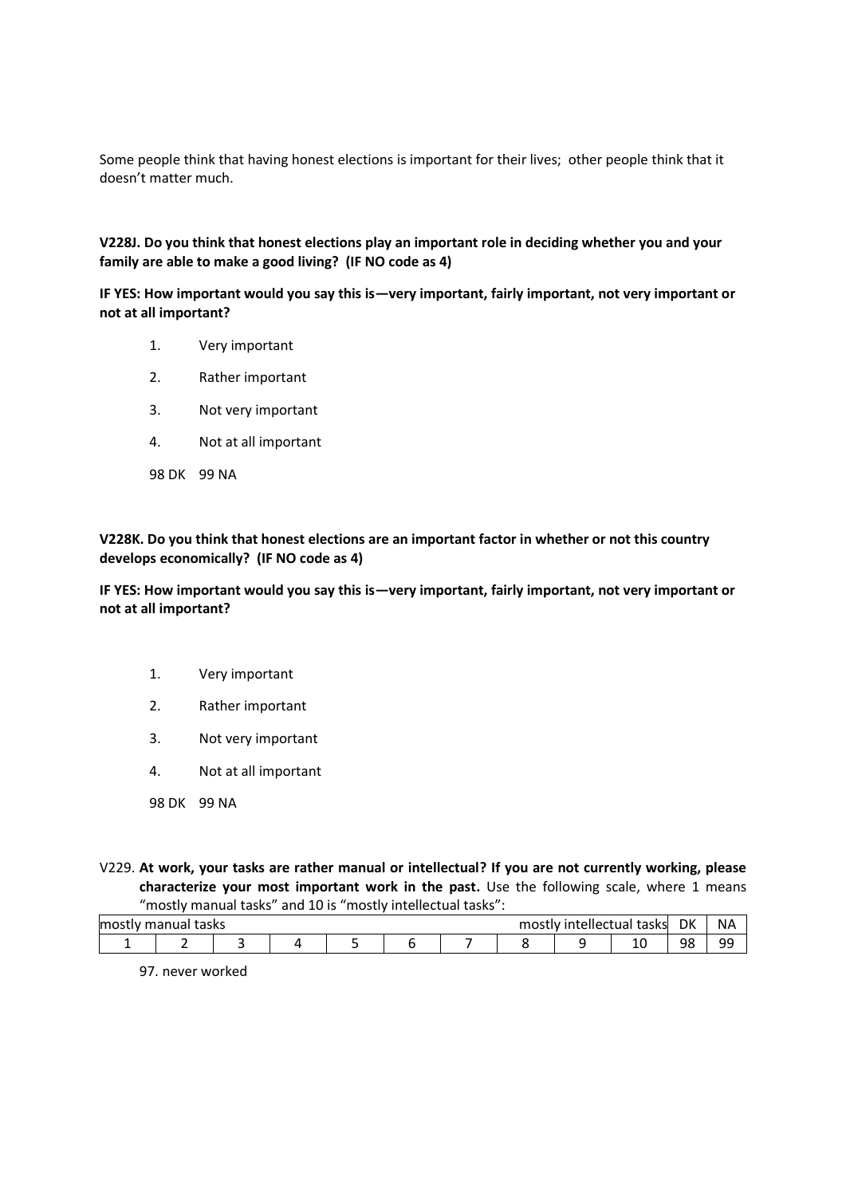Some people think that having honest elections is important for their lives; other people think that it doesn't matter much.

**V228J. Do you think that honest elections play an important role in deciding whether you and your family are able to make a good living? (IF NO code as 4)**

**IF YES: How important would you say this is—very important, fairly important, not very important or not at all important?**

1. Very important
2. Rather important
3. Not very important
4. Not at all important

98 DK 99 NA

**V228K. Do you think that honest elections are an important factor in whether or not this country develops economically? (IF NO code as 4)**

**IF YES: How important would you say this is—very important, fairly important, not very important or not at all important?**

1. Very important
2. Rather important
3. Not very important
4. Not at all important

98 DK 99 NA

V229. **At work, your tasks are rather manual or intellectual? If you are not currently working, please characterize your most important work in the past.** Use the following scale, where 1 means "mostly manual tasks" and 10 is "mostly intellectual tasks":

| mostly manual tasks | | | | | | | | | mostly intellectual tasks | DK | NA |
|---|---|---|---|---|---|---|---|---|---|---|---|
| 1 | 2 | 3 | 4 | 5 | 6 | 7 | 8 | 9 | 10 | 98 | 99 |

97. never worked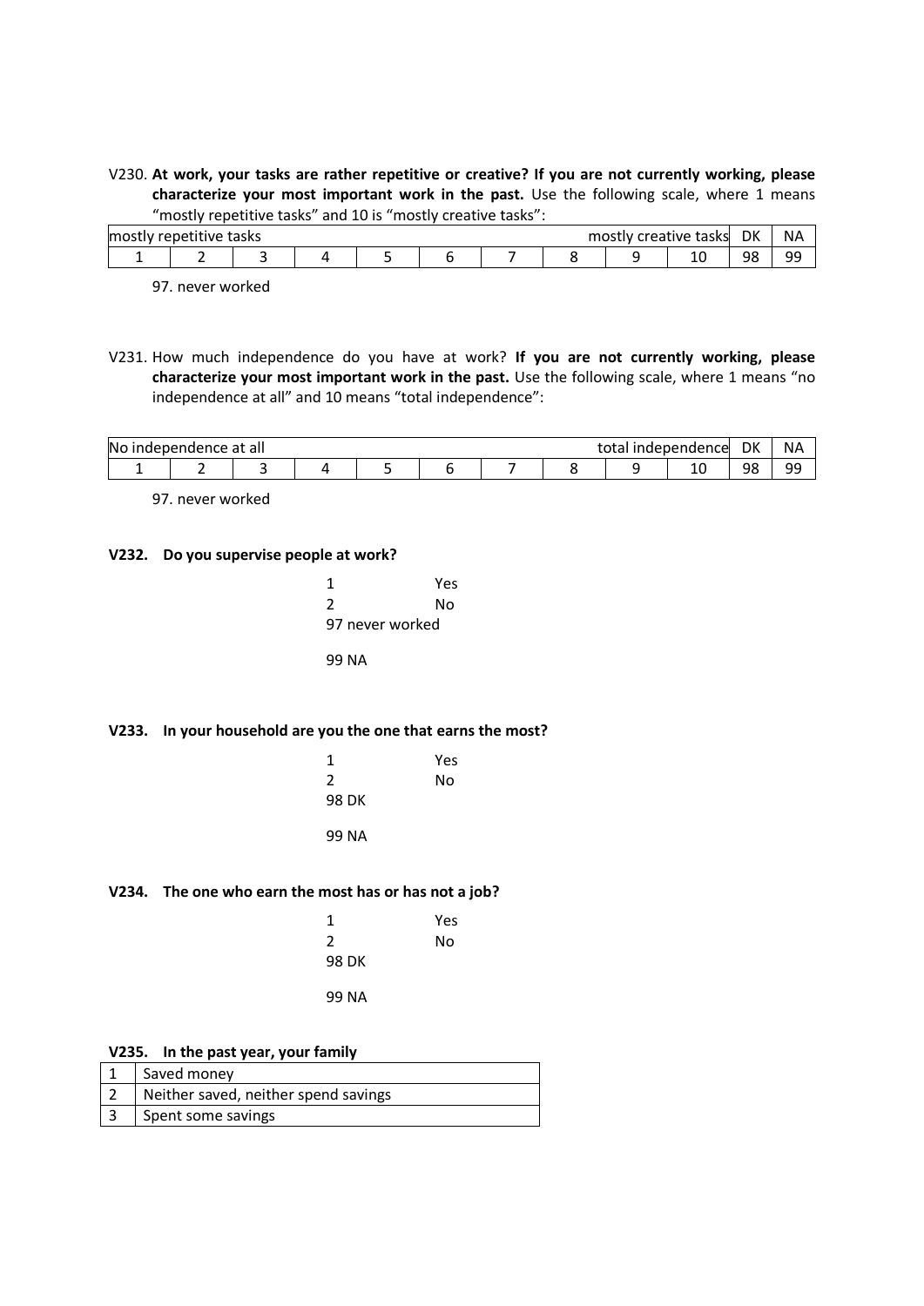V230. **At work, your tasks are rather repetitive or creative? If you are not currently working, please characterize your most important work in the past.** Use the following scale, where 1 means "mostly repetitive tasks" and 10 is "mostly creative tasks":

| mostly repetitive tasks | | | | | | | | | mostly creative tasks | DK | NA |
|---|---|---|---|---|---|---|---|---|---|---|---|
| 1 | 2 | 3 | 4 | 5 | 6 | 7 | 8 | 9 | 10 | 98 | 99 |

97. never worked

V231. How much independence do you have at work? **If you are not currently working, please characterize your most important work in the past.** Use the following scale, where 1 means "no independence at all" and 10 means "total independence":

| No independence at all | | | | | | | | | total independence | DK | NA |
|---|---|---|---|---|---|---|---|---|---|---|---|
| 1 | 2 | 3 | 4 | 5 | 6 | 7 | 8 | 9 | 10 | 98 | 99 |

97. never worked

**V232. Do you supervise people at work?**

1 Yes
2 No
97 never worked

99 NA

**V233. In your household are you the one that earns the most?**

1 Yes
2 No
98 DK

99 NA

**V234. The one who earn the most has or has not a job?**

1 Yes
2 No
98 DK

99 NA

**V235. In the past year, your family**

| | |
|---|---|
| 1 | Saved money |
| 2 | Neither saved, neither spend savings |
| 3 | Spent some savings |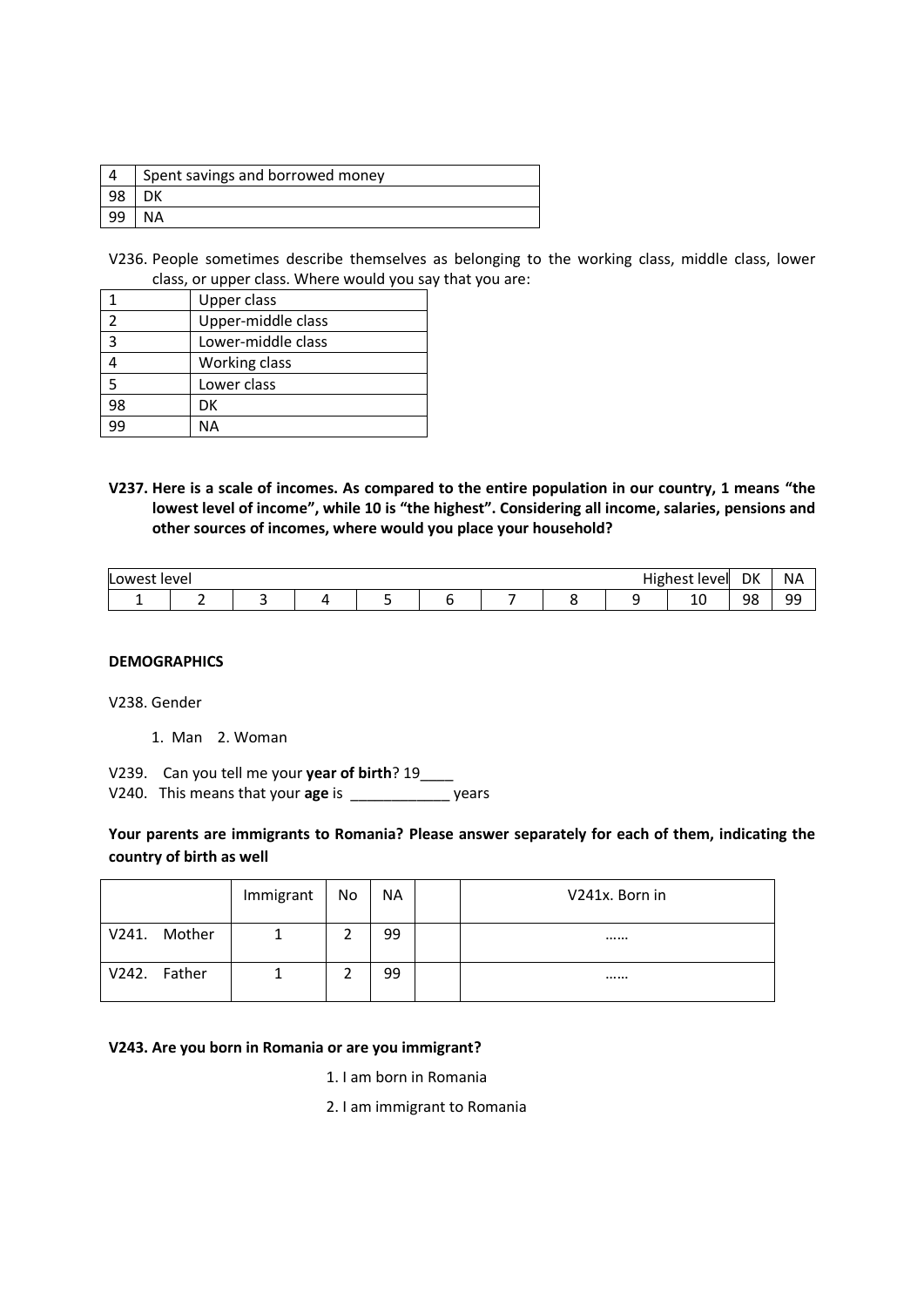| 4 | Spent savings and borrowed money |
|---|---|
| 98 | DK |
| 99 | NA |

V236. People sometimes describe themselves as belonging to the working class, middle class, lower class, or upper class. Where would you say that you are:

| 1 | Upper class |
|---|---|
| 2 | Upper-middle class |
| 3 | Lower-middle class |
| 4 | Working class |
| 5 | Lower class |
| 98 | DK |
| 99 | NA |

**V237. Here is a scale of incomes. As compared to the entire population in our country, 1 means "the lowest level of income", while 10 is "the highest". Considering all income, salaries, pensions and other sources of incomes, where would you place your household?**

| Lowest level | | | | | | | | | Highest level | DK | NA |
|---|---|---|---|---|---|---|---|---|---|---|---|
| 1 | 2 | 3 | 4 | 5 | 6 | 7 | 8 | 9 | 10 | 98 | 99 |

**DEMOGRAPHICS**

V238. Gender

1. Man 2. Woman

V239. Can you tell me your **year of birth**? 19____

V240. This means that your **age** is ____________ years

**Your parents are immigrants to Romania? Please answer separately for each of them, indicating the country of birth as well**

| | Immigrant | No | NA | | V241x. Born in |
|---|---|---|---|---|---|
| V241. Mother | 1 | 2 | 99 | | …… |
| V242. Father | 1 | 2 | 99 | | …… |

**V243. Are you born in Romania or are you immigrant?**

1. I am born in Romania
2. I am immigrant to Romania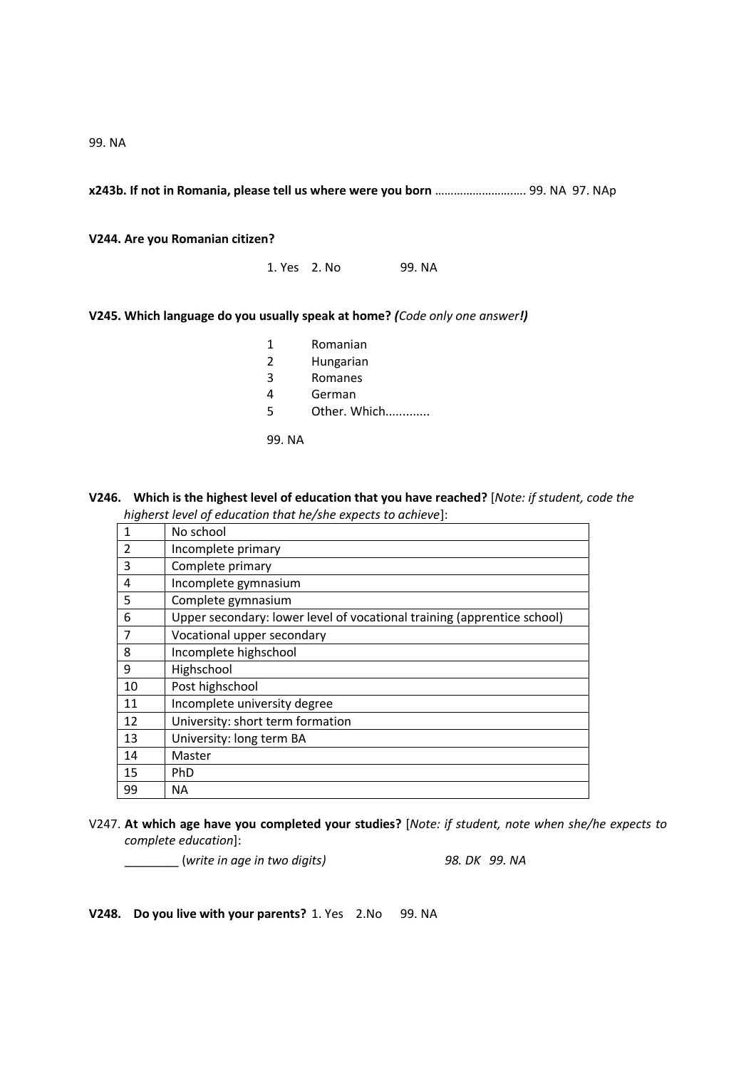99. NA

**x243b. If not in Romania, please tell us where were you born** ………………………. 99. NA 97. NAp

**V244. Are you Romanian citizen?**

1. Yes 2. No 99. NA

**V245. Which language do you usually speak at home?** ***(****Code only one answer****!)***

1 Romanian
2 Hungarian
3 Romanes
4 German
5 Other. Which............

99. NA

**V246. Which is the highest level of education that you have reached?** [*Note: if student, code the higherst level of education that he/she expects to achieve*]:

| | |
|---|---|
| 1 | No school |
| 2 | Incomplete primary |
| 3 | Complete primary |
| 4 | Incomplete gymnasium |
| 5 | Complete gymnasium |
| 6 | Upper secondary: lower level of vocational training (apprentice school) |
| 7 | Vocational upper secondary |
| 8 | Incomplete highschool |
| 9 | Highschool |
| 10 | Post highschool |
| 11 | Incomplete university degree |
| 12 | University: short term formation |
| 13 | University: long term BA |
| 14 | Master |
| 15 | PhD |
| 99 | NA |

V247. **At which age have you completed your studies?** [*Note: if student, note when she/he expects to complete education*]:

________ (*write in age in two digits*) *98. DK 99. NA*

**V248. Do you live with your parents?** 1. Yes 2.No 99. NA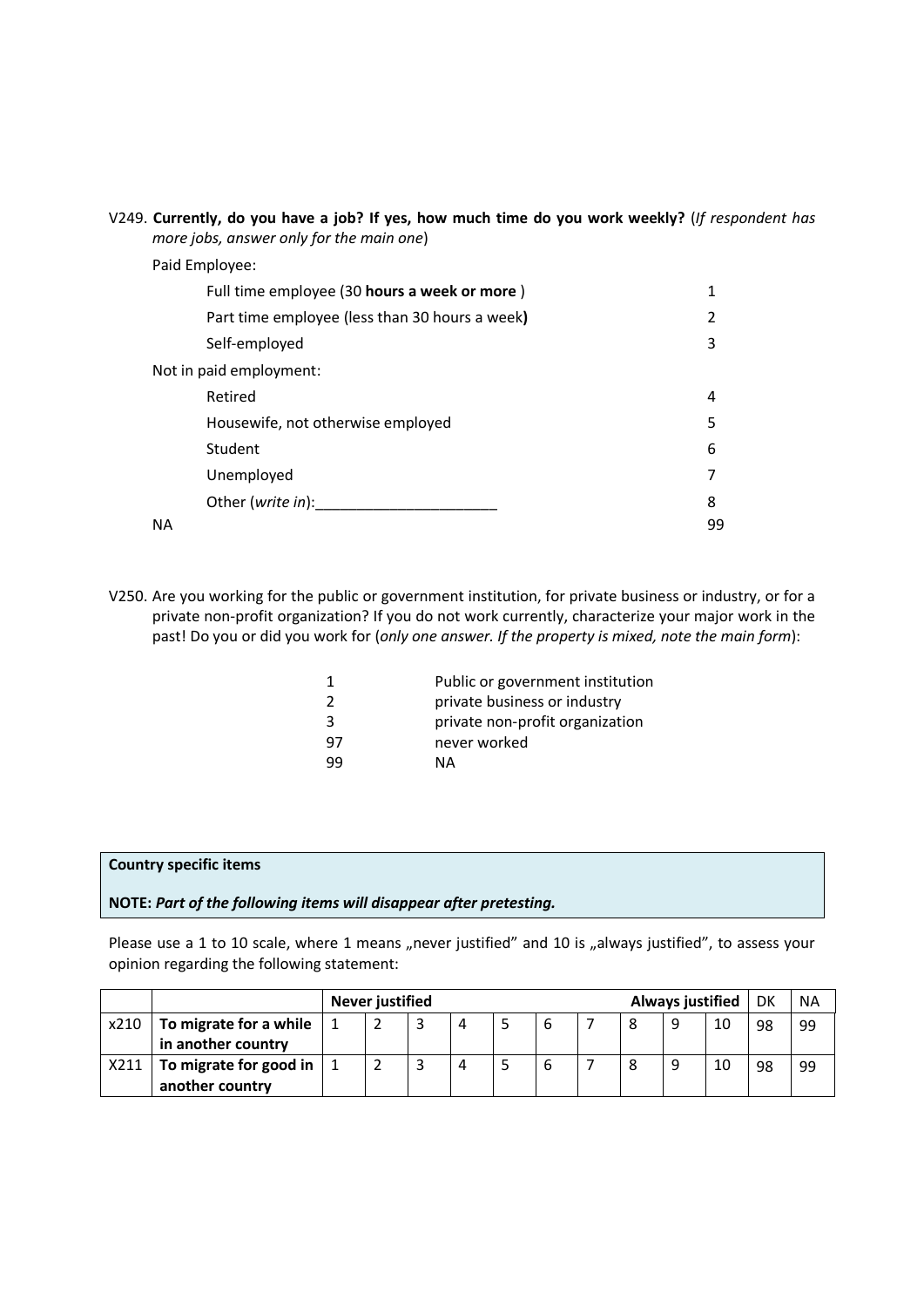V249. **Currently, do you have a job? If yes, how much time do you work weekly?** (*If respondent has more jobs, answer only for the main one*)

Paid Employee:

| | |
|---|---|
| Full time employee (30 **hours a week or more** ) | 1 |
| Part time employee (less than 30 hours a week**)** | 2 |
| Self-employed | 3 |

Not in paid employment:

| | |
|---|---|
| Retired | 4 |
| Housewife, not otherwise employed | 5 |
| Student | 6 |
| Unemployed | 7 |
| Other (*write in*):______________________ | 8 |
| NA | 99 |

V250. Are you working for the public or government institution, for private business or industry, or for a private non-profit organization? If you do not work currently, characterize your major work in the past! Do you or did you work for (*only one answer. If the property is mixed, note the main form*):

| | |
|---|---|
| 1 | Public or government institution |
| 2 | private business or industry |
| 3 | private non-profit organization |
| 97 | never worked |
| 99 | NA |

**Country specific items**

**NOTE:** ***Part of the following items will disappear after pretesting.***

Please use a 1 to 10 scale, where 1 means „never justified" and 10 is „always justified", to assess your opinion regarding the following statement:

| | | Never justified | | | | | | | | | Always justified | DK | NA |
|---|---|---|---|---|---|---|---|---|---|---|---|---|---|
| x210 | **To migrate for a while in another country** | 1 | 2 | 3 | 4 | 5 | 6 | 7 | 8 | 9 | 10 | 98 | 99 |
| X211 | **To migrate for good in another country** | 1 | 2 | 3 | 4 | 5 | 6 | 7 | 8 | 9 | 10 | 98 | 99 |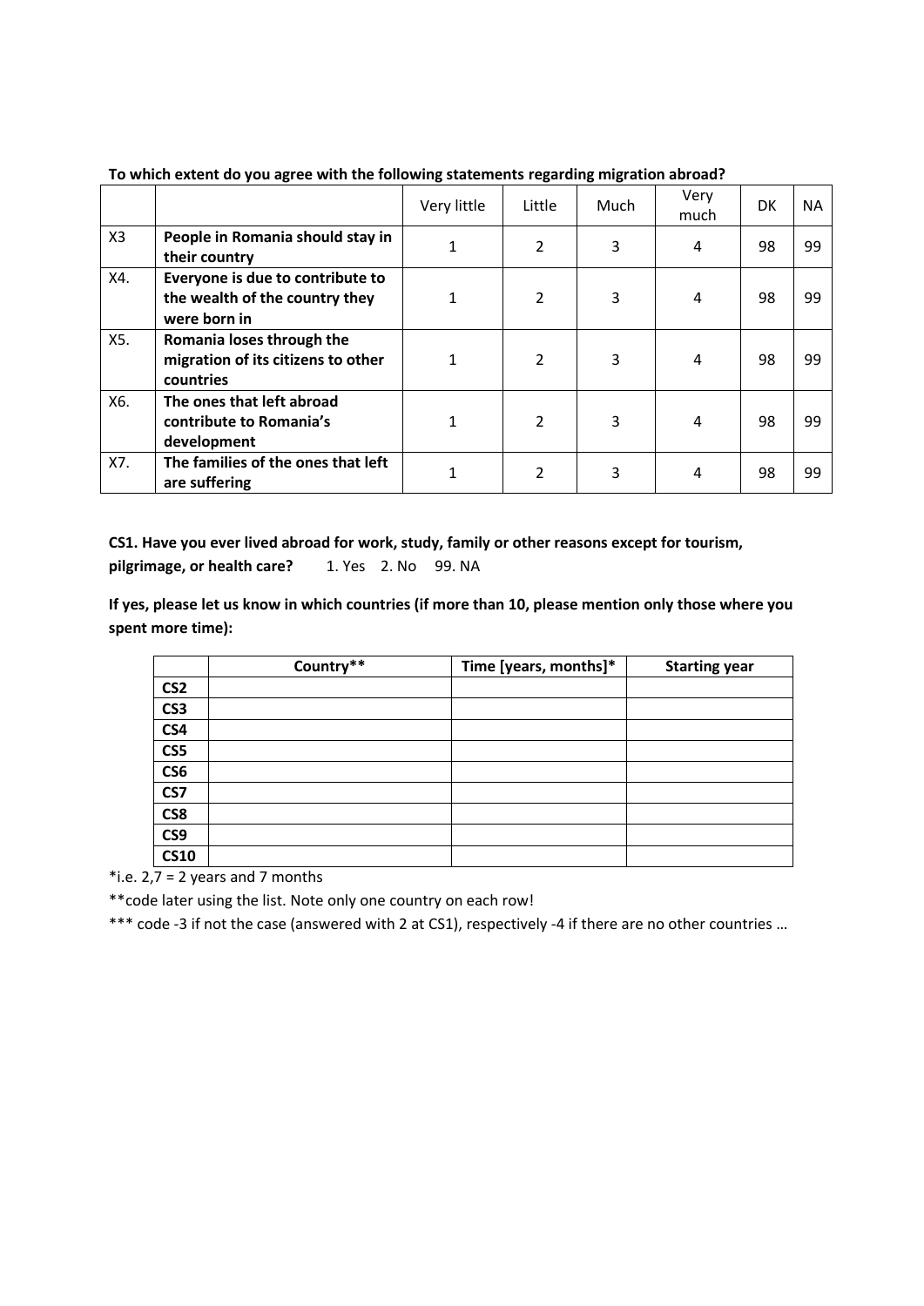**To which extent do you agree with the following statements regarding migration abroad?**

| | | Very little | Little | Much | Very much | DK | NA |
|---|---|---|---|---|---|---|---|
| X3 | **People in Romania should stay in their country** | 1 | 2 | 3 | 4 | 98 | 99 |
| X4. | **Everyone is due to contribute to the wealth of the country they were born in** | 1 | 2 | 3 | 4 | 98 | 99 |
| X5. | **Romania loses through the migration of its citizens to other countries** | 1 | 2 | 3 | 4 | 98 | 99 |
| X6. | **The ones that left abroad contribute to Romania's development** | 1 | 2 | 3 | 4 | 98 | 99 |
| X7. | **The families of the ones that left are suffering** | 1 | 2 | 3 | 4 | 98 | 99 |

**CS1. Have you ever lived abroad for work, study, family or other reasons except for tourism, pilgrimage, or health care?** 1. Yes 2. No 99. NA

**If yes, please let us know in which countries (if more than 10, please mention only those where you spent more time):**

| | Country** | Time [years, months]* | Starting year |
|---|---|---|---|
| **CS2** | | | |
| **CS3** | | | |
| **CS4** | | | |
| **CS5** | | | |
| **CS6** | | | |
| **CS7** | | | |
| **CS8** | | | |
| **CS9** | | | |
| **CS10** | | | |

*i.e. 2,7 = 2 years and 7 months

**code later using the list. Note only one country on each row!

*** code -3 if not the case (answered with 2 at CS1), respectively -4 if there are no other countries …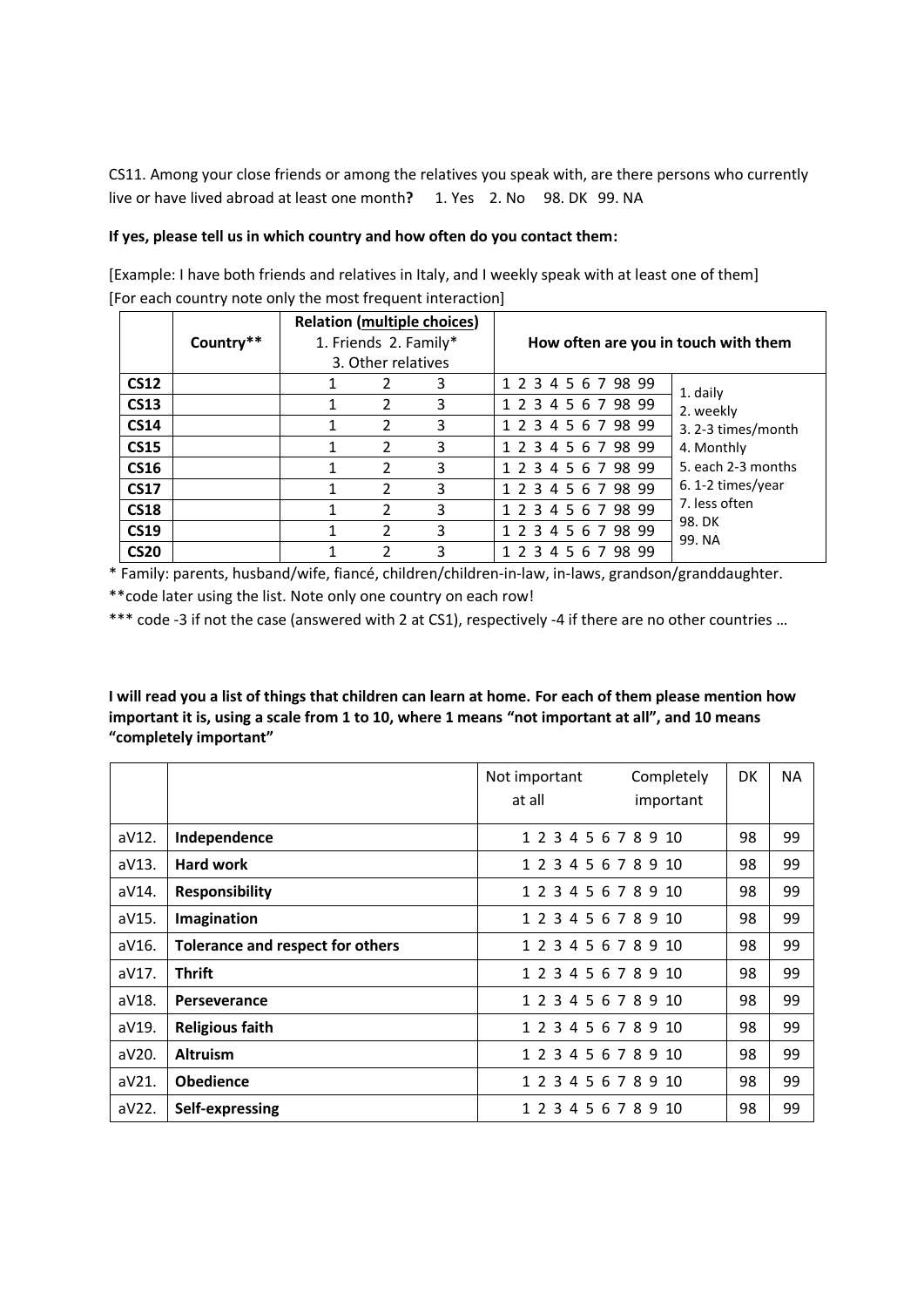CS11. Among your close friends or among the relatives you speak with, are there persons who currently live or have lived abroad at least one month**?** 1. Yes 2. No 98. DK 99. NA

**If yes, please tell us in which country and how often do you contact them:**

[Example: I have both friends and relatives in Italy, and I weekly speak with at least one of them]
[For each country note only the most frequent interaction]

| | Country** | Relation (multiple choices) 1. Friends 2. Family* 3. Other relatives | | | How often are you in touch with them | |
|---|---|---|---|---|---|---|
| **CS12** | | 1 | 2 | 3 | 1 2 3 4 5 6 7 98 99 | 1. daily<br>2. weekly<br>3. 2-3 times/month<br>4. Monthly<br>5. each 2-3 months<br>6. 1-2 times/year<br>7. less often<br>98. DK<br>99. NA |
| **CS13** | | 1 | 2 | 3 | 1 2 3 4 5 6 7 98 99 | |
| **CS14** | | 1 | 2 | 3 | 1 2 3 4 5 6 7 98 99 | |
| **CS15** | | 1 | 2 | 3 | 1 2 3 4 5 6 7 98 99 | |
| **CS16** | | 1 | 2 | 3 | 1 2 3 4 5 6 7 98 99 | |
| **CS17** | | 1 | 2 | 3 | 1 2 3 4 5 6 7 98 99 | |
| **CS18** | | 1 | 2 | 3 | 1 2 3 4 5 6 7 98 99 | |
| **CS19** | | 1 | 2 | 3 | 1 2 3 4 5 6 7 98 99 | |
| **CS20** | | 1 | 2 | 3 | 1 2 3 4 5 6 7 98 99 | |

* Family: parents, husband/wife, fiancé, children/children-in-law, in-laws, grandson/granddaughter.

**code later using the list. Note only one country on each row!

*** code -3 if not the case (answered with 2 at CS1), respectively -4 if there are no other countries …

**I will read you a list of things that children can learn at home. For each of them please mention how important it is, using a scale from 1 to 10, where 1 means "not important at all", and 10 means "completely important"**

| | | Not important at all … Completely important | DK | NA |
|---|---|---|---|---|
| aV12. | **Independence** | 1 2 3 4 5 6 7 8 9 10 | 98 | 99 |
| aV13. | **Hard work** | 1 2 3 4 5 6 7 8 9 10 | 98 | 99 |
| aV14. | **Responsibility** | 1 2 3 4 5 6 7 8 9 10 | 98 | 99 |
| aV15. | **Imagination** | 1 2 3 4 5 6 7 8 9 10 | 98 | 99 |
| aV16. | **Tolerance and respect for others** | 1 2 3 4 5 6 7 8 9 10 | 98 | 99 |
| aV17. | **Thrift** | 1 2 3 4 5 6 7 8 9 10 | 98 | 99 |
| aV18. | **Perseverance** | 1 2 3 4 5 6 7 8 9 10 | 98 | 99 |
| aV19. | **Religious faith** | 1 2 3 4 5 6 7 8 9 10 | 98 | 99 |
| aV20. | **Altruism** | 1 2 3 4 5 6 7 8 9 10 | 98 | 99 |
| aV21. | **Obedience** | 1 2 3 4 5 6 7 8 9 10 | 98 | 99 |
| aV22. | **Self-expressing** | 1 2 3 4 5 6 7 8 9 10 | 98 | 99 |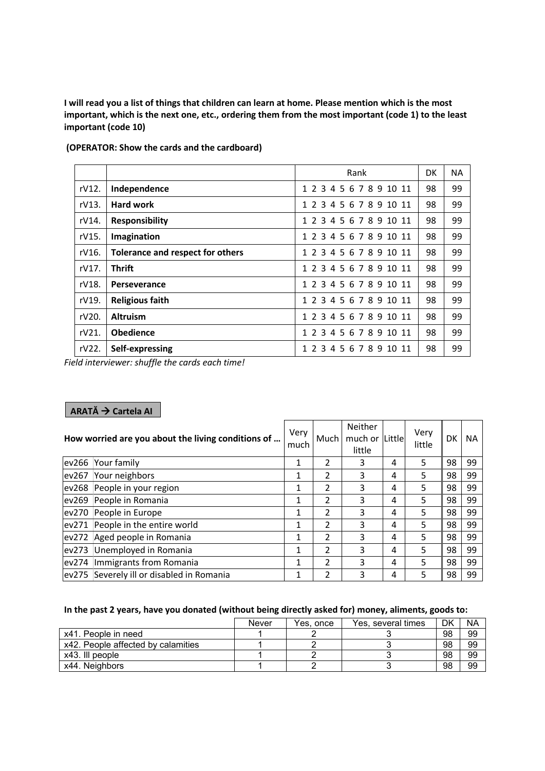**I will read you a list of things that children can learn at home. Please mention which is the most important, which is the next one, etc., ordering them from the most important (code 1) to the least important (code 10)**

**(OPERATOR: Show the cards and the cardboard)**

| | | Rank | DK | NA |
|---|---|---|---|---|
| rV12. | **Independence** | 1 2 3 4 5 6 7 8 9 10 11 | 98 | 99 |
| rV13. | **Hard work** | 1 2 3 4 5 6 7 8 9 10 11 | 98 | 99 |
| rV14. | **Responsibility** | 1 2 3 4 5 6 7 8 9 10 11 | 98 | 99 |
| rV15. | **Imagination** | 1 2 3 4 5 6 7 8 9 10 11 | 98 | 99 |
| rV16. | **Tolerance and respect for others** | 1 2 3 4 5 6 7 8 9 10 11 | 98 | 99 |
| rV17. | **Thrift** | 1 2 3 4 5 6 7 8 9 10 11 | 98 | 99 |
| rV18. | **Perseverance** | 1 2 3 4 5 6 7 8 9 10 11 | 98 | 99 |
| rV19. | **Religious faith** | 1 2 3 4 5 6 7 8 9 10 11 | 98 | 99 |
| rV20. | **Altruism** | 1 2 3 4 5 6 7 8 9 10 11 | 98 | 99 |
| rV21. | **Obedience** | 1 2 3 4 5 6 7 8 9 10 11 | 98 | 99 |
| rV22. | **Self-expressing** | 1 2 3 4 5 6 7 8 9 10 11 | 98 | 99 |

*Field interviewer: shuffle the cards each time!*

**ARATĂ → Cartela AI**

| **How worried are you about the living conditions of …** | | Very much | Much | Neither much or little | Little | Very little | DK | NA |
|---|---|---|---|---|---|---|---|---|
| ev266 | Your family | 1 | 2 | 3 | 4 | 5 | 98 | 99 |
| ev267 | Your neighbors | 1 | 2 | 3 | 4 | 5 | 98 | 99 |
| ev268 | People in your region | 1 | 2 | 3 | 4 | 5 | 98 | 99 |
| ev269 | People in Romania | 1 | 2 | 3 | 4 | 5 | 98 | 99 |
| ev270 | People in Europe | 1 | 2 | 3 | 4 | 5 | 98 | 99 |
| ev271 | People in the entire world | 1 | 2 | 3 | 4 | 5 | 98 | 99 |
| ev272 | Aged people in Romania | 1 | 2 | 3 | 4 | 5 | 98 | 99 |
| ev273 | Unemployed in Romania | 1 | 2 | 3 | 4 | 5 | 98 | 99 |
| ev274 | Immigrants from Romania | 1 | 2 | 3 | 4 | 5 | 98 | 99 |
| ev275 | Severely ill or disabled in Romania | 1 | 2 | 3 | 4 | 5 | 98 | 99 |

**In the past 2 years, have you donated (without being directly asked for) money, aliments, goods to:**

| | Never | Yes, once | Yes, several times | DK | NA |
|---|---|---|---|---|---|
| x41. People in need | 1 | 2 | 3 | 98 | 99 |
| x42. People affected by calamities | 1 | 2 | 3 | 98 | 99 |
| x43. Ill people | 1 | 2 | 3 | 98 | 99 |
| x44. Neighbors | 1 | 2 | 3 | 98 | 99 |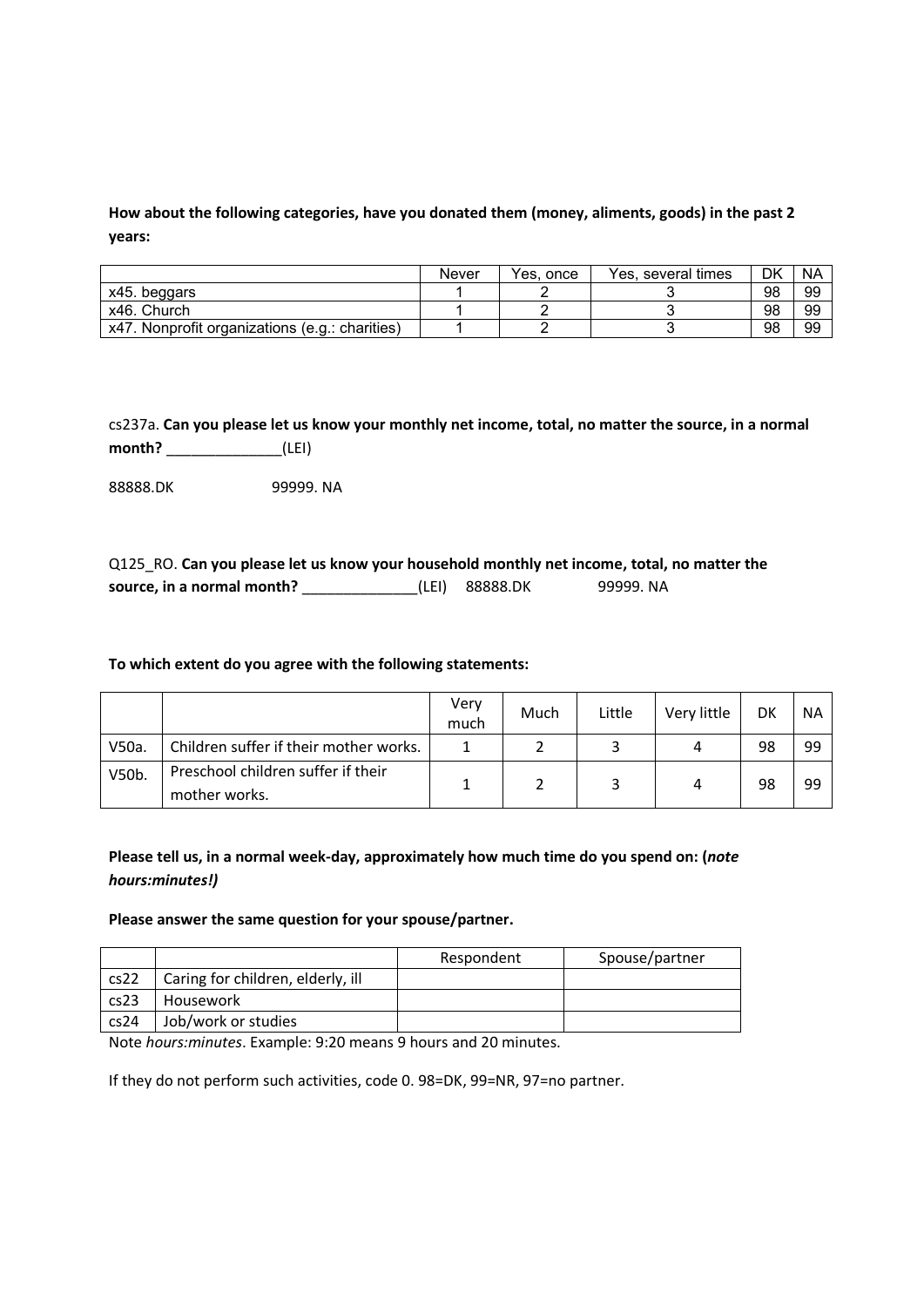**How about the following categories, have you donated them (money, aliments, goods) in the past 2 years:**

| | Never | Yes, once | Yes, several times | DK | NA |
|---|---|---|---|---|---|
| x45. beggars | 1 | 2 | 3 | 98 | 99 |
| x46. Church | 1 | 2 | 3 | 98 | 99 |
| x47. Nonprofit organizations (e.g.: charities) | 1 | 2 | 3 | 98 | 99 |

cs237a. **Can you please let us know your monthly net income, total, no matter the source, in a normal month?** ______________(LEI)

88888.DK 99999. NA

Q125_RO. **Can you please let us know your household monthly net income, total, no matter the source, in a normal month?** ______________(LEI) 88888.DK 99999. NA

**To which extent do you agree with the following statements:**

| | | Very much | Much | Little | Very little | DK | NA |
|---|---|---|---|---|---|---|---|
| V50a. | Children suffer if their mother works. | 1 | 2 | 3 | 4 | 98 | 99 |
| V50b. | Preschool children suffer if their mother works. | 1 | 2 | 3 | 4 | 98 | 99 |

**Please tell us, in a normal week-day, approximately how much time do you spend on: (*note hours:minutes!)***

**Please answer the same question for your spouse/partner.**

| | | Respondent | Spouse/partner |
|---|---|---|---|
| cs22 | Caring for children, elderly, ill | | |
| cs23 | Housework | | |
| cs24 | Job/work or studies | | |

Note *hours:minutes*. Example: 9:20 means 9 hours and 20 minutes.

If they do not perform such activities, code 0. 98=DK, 99=NR, 97=no partner.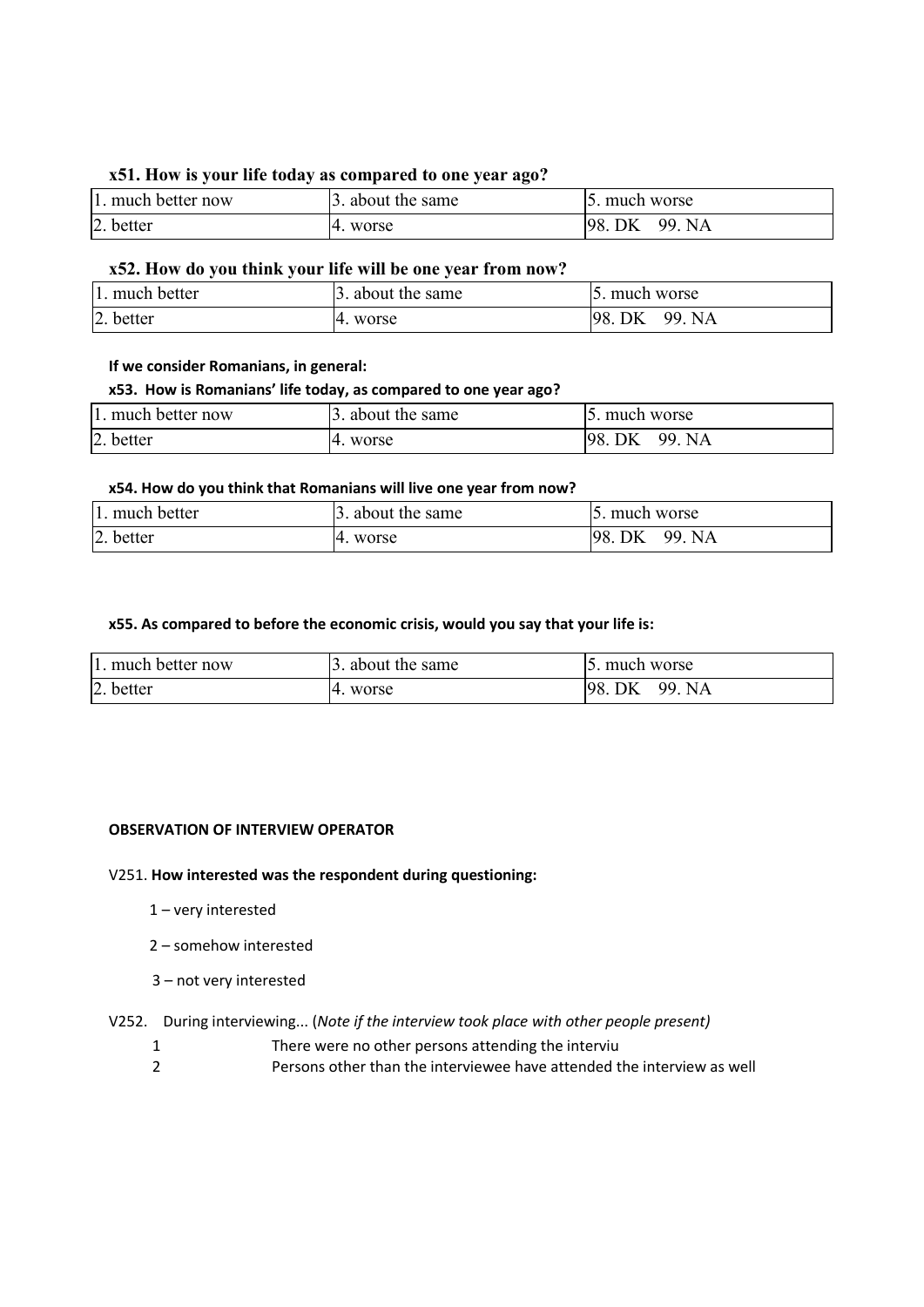**x51. How is your life today as compared to one year ago?**

| 1. much better now | 3. about the same | 5. much worse |
|---|---|---|
| 2. better | 4. worse | 98. DK 99. NA |

**x52. How do you think your life will be one year from now?**

| 1. much better | 3. about the same | 5. much worse |
|---|---|---|
| 2. better | 4. worse | 98. DK 99. NA |

**If we consider Romanians, in general:**

**x53. How is Romanians' life today, as compared to one year ago?**

| 1. much better now | 3. about the same | 5. much worse |
|---|---|---|
| 2. better | 4. worse | 98. DK 99. NA |

**x54. How do you think that Romanians will live one year from now?**

| 1. much better | 3. about the same | 5. much worse |
|---|---|---|
| 2. better | 4. worse | 98. DK 99. NA |

**x55. As compared to before the economic crisis, would you say that your life is:**

| 1. much better now | 3. about the same | 5. much worse |
|---|---|---|
| 2. better | 4. worse | 98. DK 99. NA |

**OBSERVATION OF INTERVIEW OPERATOR**

V251. **How interested was the respondent during questioning:**

1 – very interested

2 – somehow interested

3 – not very interested

V252. During interviewing... (*Note if the interview took place with other people present)*

1 There were no other persons attending the interviu

2 Persons other than the interviewee have attended the interview as well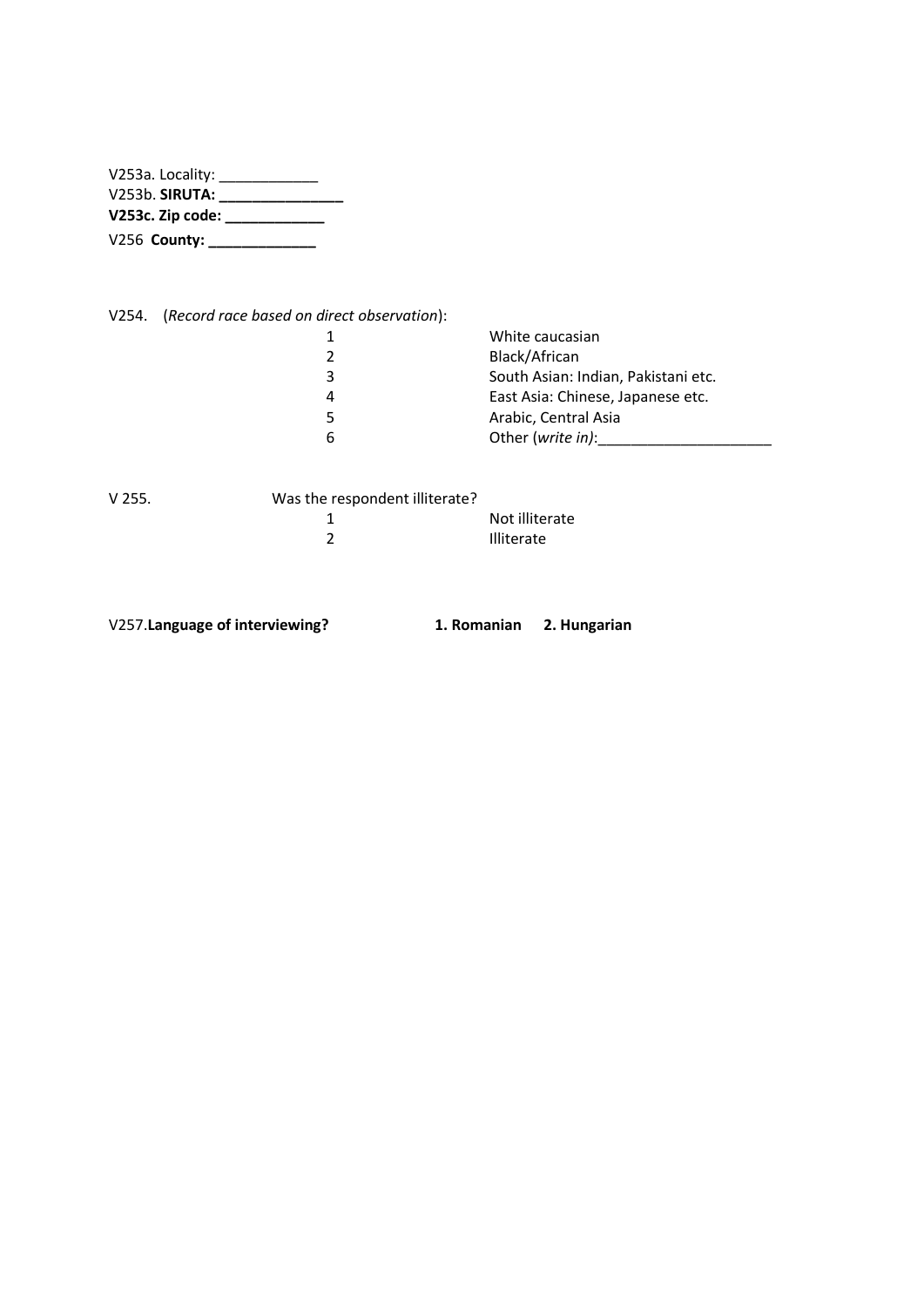V253a. Locality: ____________  
V253b. **SIRUTA: _______________**  
**V253c. Zip code: ____________**  
V256 **County: _____________**

V254. (*Record race based on direct observation*):

| | |
|---|---|
| 1 | White caucasian |
| 2 | Black/African |
| 3 | South Asian: Indian, Pakistani etc. |
| 4 | East Asia: Chinese, Japanese etc. |
| 5 | Arabic, Central Asia |
| 6 | Other (*write in)*:_____________________ |

V 255. Was the respondent illiterate?

| | |
|---|---|
| 1 | Not illiterate |
| 2 | Illiterate |

V257.**Language of interviewing?** **1. Romanian** **2. Hungarian**